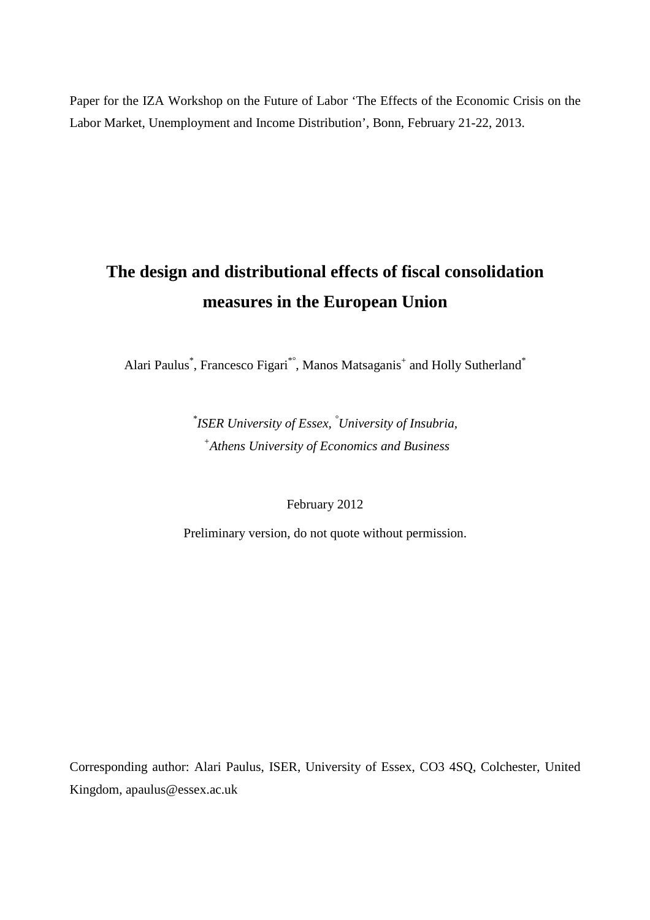Paper for the IZA Workshop on the Future of Labor 'The Effects of the Economic Crisis on the Labor Market, Unemployment and Income Distribution', Bonn, February 21-22, 2013.

# The design and distributional effects of fiscal consolidation measures in the European Union

Alari Paulus[*], Francesco Figari[*°], Manos Matsaganis[+] and Holly Sutherland[*]

[*]*ISER University of Essex,* [°]*University of Insubria,*
[+]*Athens University of Economics and Business*

February 2012

Preliminary version, do not quote without permission.

Corresponding author: Alari Paulus, ISER, University of Essex, CO3 4SQ, Colchester, United Kingdom, apaulus@essex.ac.uk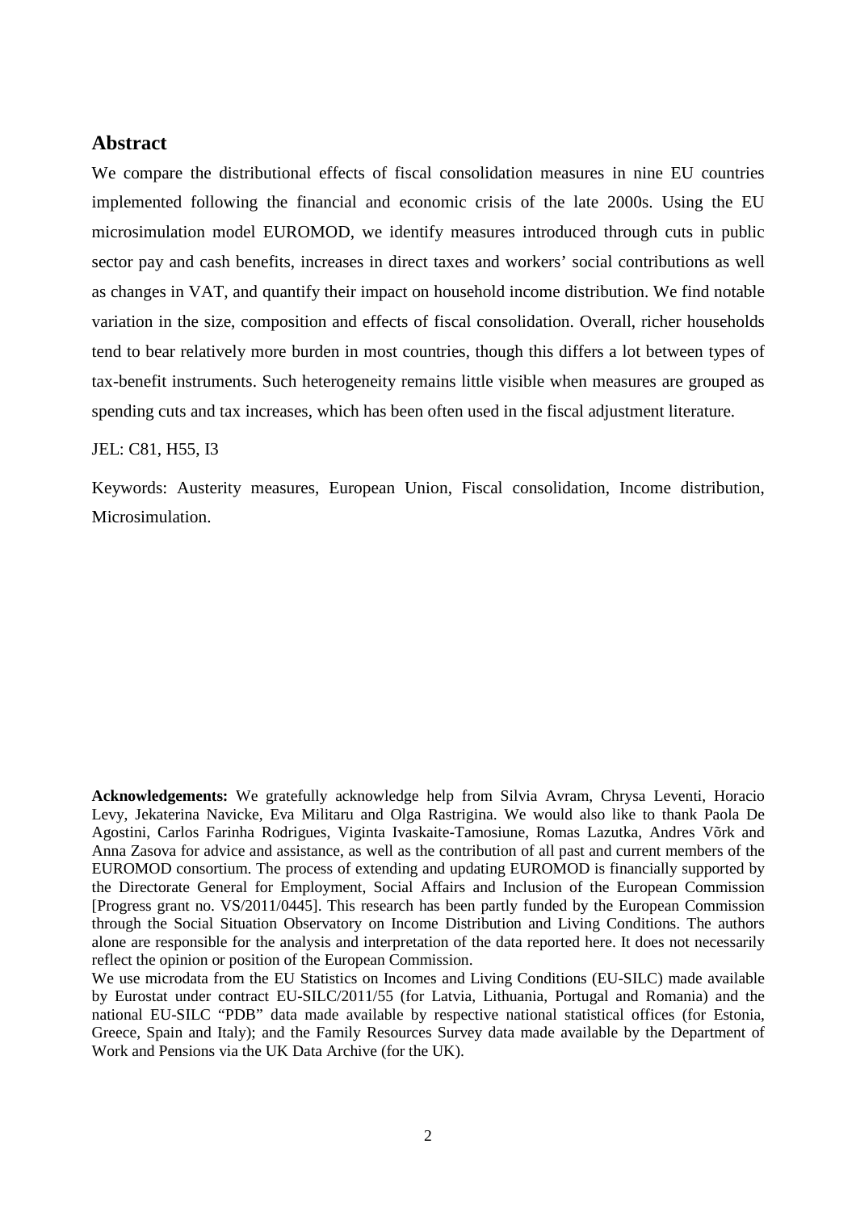## Abstract

We compare the distributional effects of fiscal consolidation measures in nine EU countries implemented following the financial and economic crisis of the late 2000s. Using the EU microsimulation model EUROMOD, we identify measures introduced through cuts in public sector pay and cash benefits, increases in direct taxes and workers' social contributions as well as changes in VAT, and quantify their impact on household income distribution. We find notable variation in the size, composition and effects of fiscal consolidation. Overall, richer households tend to bear relatively more burden in most countries, though this differs a lot between types of tax-benefit instruments. Such heterogeneity remains little visible when measures are grouped as spending cuts and tax increases, which has been often used in the fiscal adjustment literature.

JEL: C81, H55, I3

Keywords: Austerity measures, European Union, Fiscal consolidation, Income distribution, Microsimulation.

**Acknowledgements:** We gratefully acknowledge help from Silvia Avram, Chrysa Leventi, Horacio Levy, Jekaterina Navicke, Eva Militaru and Olga Rastrigina. We would also like to thank Paola De Agostini, Carlos Farinha Rodrigues, Viginta Ivaskaite-Tamosiune, Romas Lazutka, Andres Võrk and Anna Zasova for advice and assistance, as well as the contribution of all past and current members of the EUROMOD consortium. The process of extending and updating EUROMOD is financially supported by the Directorate General for Employment, Social Affairs and Inclusion of the European Commission [Progress grant no. VS/2011/0445]. This research has been partly funded by the European Commission through the Social Situation Observatory on Income Distribution and Living Conditions. The authors alone are responsible for the analysis and interpretation of the data reported here. It does not necessarily reflect the opinion or position of the European Commission.

We use microdata from the EU Statistics on Incomes and Living Conditions (EU-SILC) made available by Eurostat under contract EU-SILC/2011/55 (for Latvia, Lithuania, Portugal and Romania) and the national EU-SILC "PDB" data made available by respective national statistical offices (for Estonia, Greece, Spain and Italy); and the Family Resources Survey data made available by the Department of Work and Pensions via the UK Data Archive (for the UK).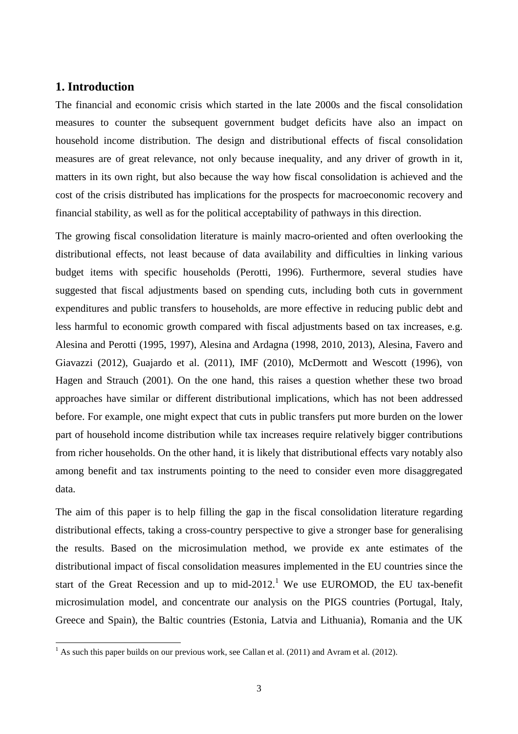## 1. Introduction

The financial and economic crisis which started in the late 2000s and the fiscal consolidation measures to counter the subsequent government budget deficits have also an impact on household income distribution. The design and distributional effects of fiscal consolidation measures are of great relevance, not only because inequality, and any driver of growth in it, matters in its own right, but also because the way how fiscal consolidation is achieved and the cost of the crisis distributed has implications for the prospects for macroeconomic recovery and financial stability, as well as for the political acceptability of pathways in this direction.

The growing fiscal consolidation literature is mainly macro-oriented and often overlooking the distributional effects, not least because of data availability and difficulties in linking various budget items with specific households (Perotti, 1996). Furthermore, several studies have suggested that fiscal adjustments based on spending cuts, including both cuts in government expenditures and public transfers to households, are more effective in reducing public debt and less harmful to economic growth compared with fiscal adjustments based on tax increases, e.g. Alesina and Perotti (1995, 1997), Alesina and Ardagna (1998, 2010, 2013), Alesina, Favero and Giavazzi (2012), Guajardo et al. (2011), IMF (2010), McDermott and Wescott (1996), von Hagen and Strauch (2001). On the one hand, this raises a question whether these two broad approaches have similar or different distributional implications, which has not been addressed before. For example, one might expect that cuts in public transfers put more burden on the lower part of household income distribution while tax increases require relatively bigger contributions from richer households. On the other hand, it is likely that distributional effects vary notably also among benefit and tax instruments pointing to the need to consider even more disaggregated data.

The aim of this paper is to help filling the gap in the fiscal consolidation literature regarding distributional effects, taking a cross-country perspective to give a stronger base for generalising the results. Based on the microsimulation method, we provide ex ante estimates of the distributional impact of fiscal consolidation measures implemented in the EU countries since the start of the Great Recession and up to mid-2012.[1] We use EUROMOD, the EU tax-benefit microsimulation model, and concentrate our analysis on the PIGS countries (Portugal, Italy, Greece and Spain), the Baltic countries (Estonia, Latvia and Lithuania), Romania and the UK

[1] As such this paper builds on our previous work, see Callan et al. (2011) and Avram et al. (2012).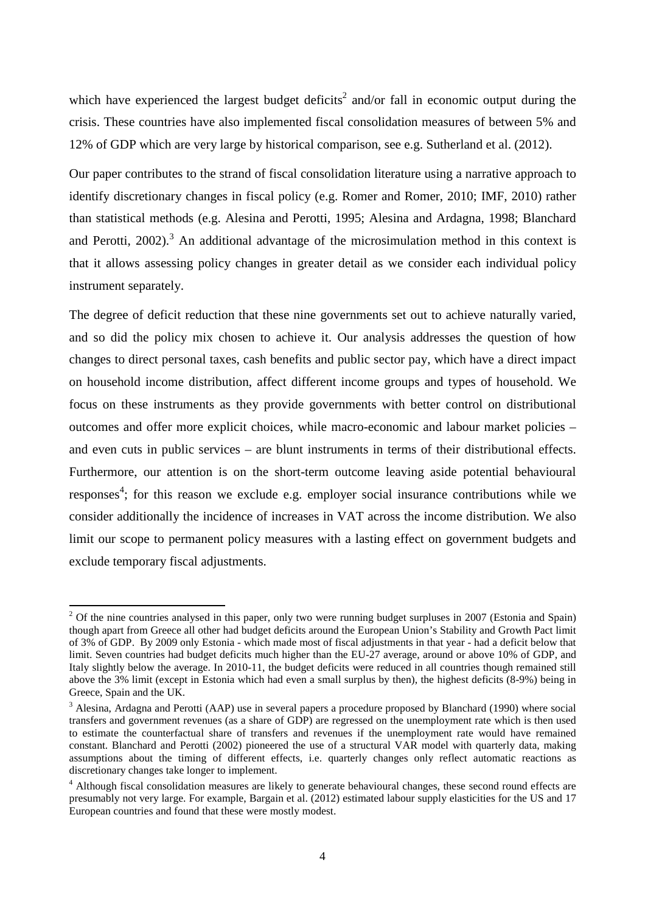which have experienced the largest budget deficits[2] and/or fall in economic output during the crisis. These countries have also implemented fiscal consolidation measures of between 5% and 12% of GDP which are very large by historical comparison, see e.g. Sutherland et al. (2012).

Our paper contributes to the strand of fiscal consolidation literature using a narrative approach to identify discretionary changes in fiscal policy (e.g. Romer and Romer, 2010; IMF, 2010) rather than statistical methods (e.g. Alesina and Perotti, 1995; Alesina and Ardagna, 1998; Blanchard and Perotti, 2002).[3] An additional advantage of the microsimulation method in this context is that it allows assessing policy changes in greater detail as we consider each individual policy instrument separately.

The degree of deficit reduction that these nine governments set out to achieve naturally varied, and so did the policy mix chosen to achieve it. Our analysis addresses the question of how changes to direct personal taxes, cash benefits and public sector pay, which have a direct impact on household income distribution, affect different income groups and types of household. We focus on these instruments as they provide governments with better control on distributional outcomes and offer more explicit choices, while macro-economic and labour market policies – and even cuts in public services – are blunt instruments in terms of their distributional effects. Furthermore, our attention is on the short-term outcome leaving aside potential behavioural responses[4]; for this reason we exclude e.g. employer social insurance contributions while we consider additionally the incidence of increases in VAT across the income distribution. We also limit our scope to permanent policy measures with a lasting effect on government budgets and exclude temporary fiscal adjustments.

---

[2] Of the nine countries analysed in this paper, only two were running budget surpluses in 2007 (Estonia and Spain) though apart from Greece all other had budget deficits around the European Union's Stability and Growth Pact limit of 3% of GDP. By 2009 only Estonia - which made most of fiscal adjustments in that year - had a deficit below that limit. Seven countries had budget deficits much higher than the EU-27 average, around or above 10% of GDP, and Italy slightly below the average. In 2010-11, the budget deficits were reduced in all countries though remained still above the 3% limit (except in Estonia which had even a small surplus by then), the highest deficits (8-9%) being in Greece, Spain and the UK.

[3] Alesina, Ardagna and Perotti (AAP) use in several papers a procedure proposed by Blanchard (1990) where social transfers and government revenues (as a share of GDP) are regressed on the unemployment rate which is then used to estimate the counterfactual share of transfers and revenues if the unemployment rate would have remained constant. Blanchard and Perotti (2002) pioneered the use of a structural VAR model with quarterly data, making assumptions about the timing of different effects, i.e. quarterly changes only reflect automatic reactions as discretionary changes take longer to implement.

[4] Although fiscal consolidation measures are likely to generate behavioural changes, these second round effects are presumably not very large. For example, Bargain et al. (2012) estimated labour supply elasticities for the US and 17 European countries and found that these were mostly modest.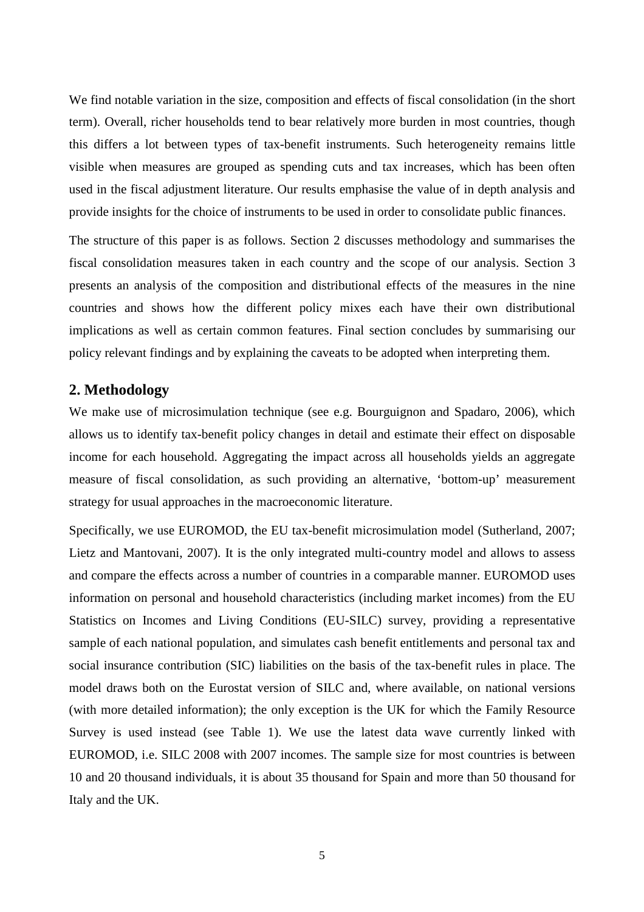We find notable variation in the size, composition and effects of fiscal consolidation (in the short term). Overall, richer households tend to bear relatively more burden in most countries, though this differs a lot between types of tax-benefit instruments. Such heterogeneity remains little visible when measures are grouped as spending cuts and tax increases, which has been often used in the fiscal adjustment literature. Our results emphasise the value of in depth analysis and provide insights for the choice of instruments to be used in order to consolidate public finances.

The structure of this paper is as follows. Section 2 discusses methodology and summarises the fiscal consolidation measures taken in each country and the scope of our analysis. Section 3 presents an analysis of the composition and distributional effects of the measures in the nine countries and shows how the different policy mixes each have their own distributional implications as well as certain common features. Final section concludes by summarising our policy relevant findings and by explaining the caveats to be adopted when interpreting them.

## 2. Methodology

We make use of microsimulation technique (see e.g. Bourguignon and Spadaro, 2006), which allows us to identify tax-benefit policy changes in detail and estimate their effect on disposable income for each household. Aggregating the impact across all households yields an aggregate measure of fiscal consolidation, as such providing an alternative, 'bottom-up' measurement strategy for usual approaches in the macroeconomic literature.

Specifically, we use EUROMOD, the EU tax-benefit microsimulation model (Sutherland, 2007; Lietz and Mantovani, 2007). It is the only integrated multi-country model and allows to assess and compare the effects across a number of countries in a comparable manner. EUROMOD uses information on personal and household characteristics (including market incomes) from the EU Statistics on Incomes and Living Conditions (EU-SILC) survey, providing a representative sample of each national population, and simulates cash benefit entitlements and personal tax and social insurance contribution (SIC) liabilities on the basis of the tax-benefit rules in place. The model draws both on the Eurostat version of SILC and, where available, on national versions (with more detailed information); the only exception is the UK for which the Family Resource Survey is used instead (see Table 1). We use the latest data wave currently linked with EUROMOD, i.e. SILC 2008 with 2007 incomes. The sample size for most countries is between 10 and 20 thousand individuals, it is about 35 thousand for Spain and more than 50 thousand for Italy and the UK.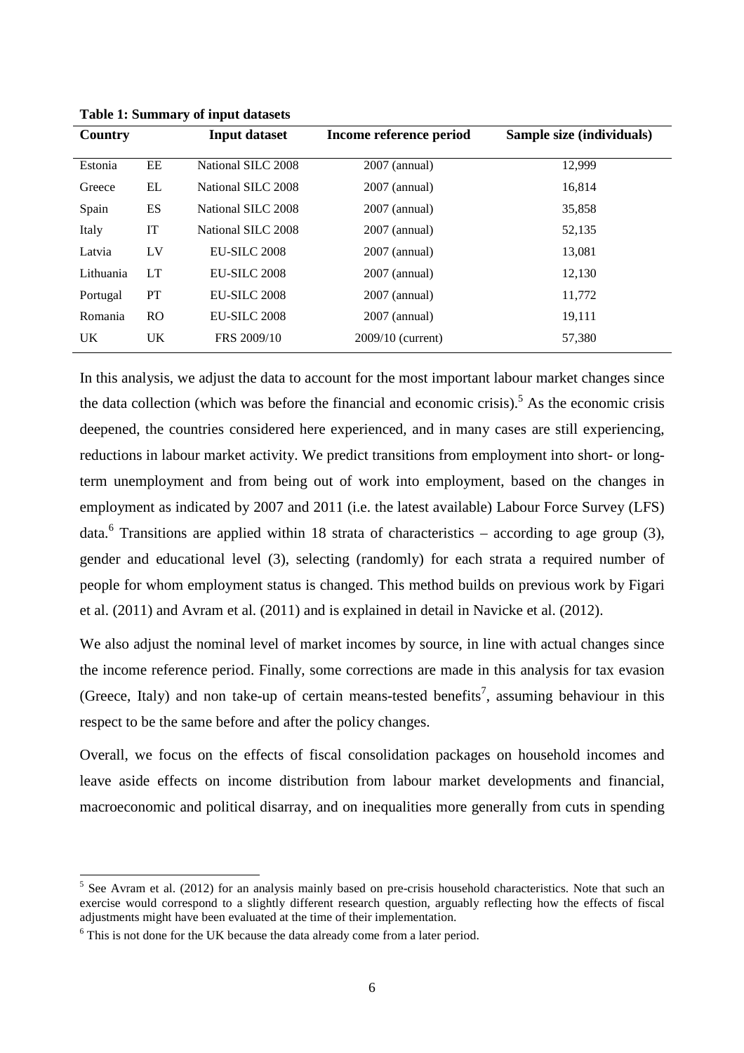**Table 1: Summary of input datasets**

| Country | | Input dataset | Income reference period | Sample size (individuals) |
|---|---|---|---|---|
| Estonia | EE | National SILC 2008 | 2007 (annual) | 12,999 |
| Greece | EL | National SILC 2008 | 2007 (annual) | 16,814 |
| Spain | ES | National SILC 2008 | 2007 (annual) | 35,858 |
| Italy | IT | National SILC 2008 | 2007 (annual) | 52,135 |
| Latvia | LV | EU-SILC 2008 | 2007 (annual) | 13,081 |
| Lithuania | LT | EU-SILC 2008 | 2007 (annual) | 12,130 |
| Portugal | PT | EU-SILC 2008 | 2007 (annual) | 11,772 |
| Romania | RO | EU-SILC 2008 | 2007 (annual) | 19,111 |
| UK | UK | FRS 2009/10 | 2009/10 (current) | 57,380 |

In this analysis, we adjust the data to account for the most important labour market changes since the data collection (which was before the financial and economic crisis).[5] As the economic crisis deepened, the countries considered here experienced, and in many cases are still experiencing, reductions in labour market activity. We predict transitions from employment into short- or long-term unemployment and from being out of work into employment, based on the changes in employment as indicated by 2007 and 2011 (i.e. the latest available) Labour Force Survey (LFS) data.[6] Transitions are applied within 18 strata of characteristics – according to age group (3), gender and educational level (3), selecting (randomly) for each strata a required number of people for whom employment status is changed. This method builds on previous work by Figari et al. (2011) and Avram et al. (2011) and is explained in detail in Navicke et al. (2012).

We also adjust the nominal level of market incomes by source, in line with actual changes since the income reference period. Finally, some corrections are made in this analysis for tax evasion (Greece, Italy) and non take-up of certain means-tested benefits[7], assuming behaviour in this respect to be the same before and after the policy changes.

Overall, we focus on the effects of fiscal consolidation packages on household incomes and leave aside effects on income distribution from labour market developments and financial, macroeconomic and political disarray, and on inequalities more generally from cuts in spending

---

[5] See Avram et al. (2012) for an analysis mainly based on pre-crisis household characteristics. Note that such an exercise would correspond to a slightly different research question, arguably reflecting how the effects of fiscal adjustments might have been evaluated at the time of their implementation.

[6] This is not done for the UK because the data already come from a later period.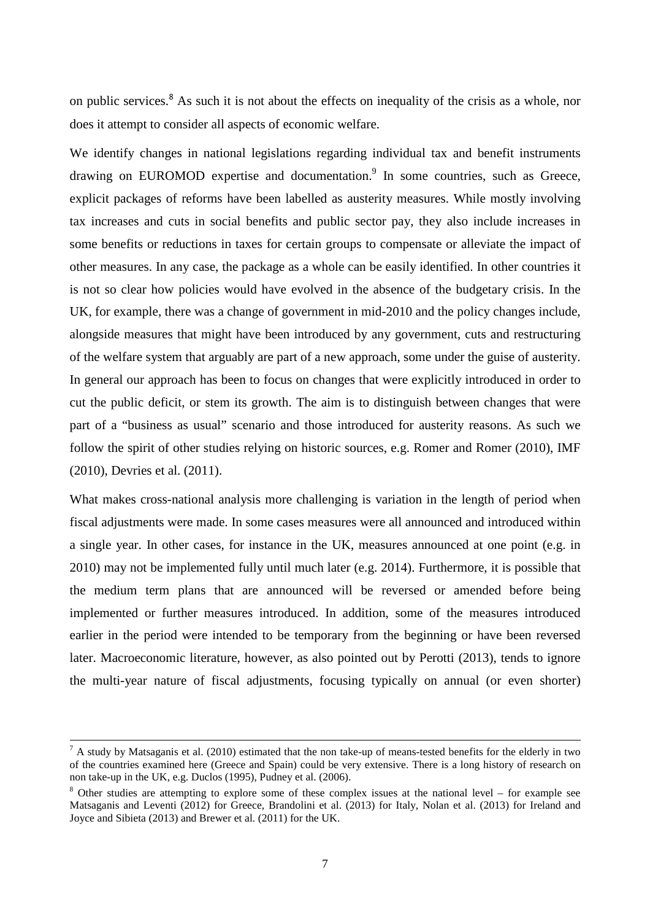on public services.[8] As such it is not about the effects on inequality of the crisis as a whole, nor does it attempt to consider all aspects of economic welfare.

We identify changes in national legislations regarding individual tax and benefit instruments drawing on EUROMOD expertise and documentation.[9] In some countries, such as Greece, explicit packages of reforms have been labelled as austerity measures. While mostly involving tax increases and cuts in social benefits and public sector pay, they also include increases in some benefits or reductions in taxes for certain groups to compensate or alleviate the impact of other measures. In any case, the package as a whole can be easily identified. In other countries it is not so clear how policies would have evolved in the absence of the budgetary crisis. In the UK, for example, there was a change of government in mid-2010 and the policy changes include, alongside measures that might have been introduced by any government, cuts and restructuring of the welfare system that arguably are part of a new approach, some under the guise of austerity. In general our approach has been to focus on changes that were explicitly introduced in order to cut the public deficit, or stem its growth. The aim is to distinguish between changes that were part of a "business as usual" scenario and those introduced for austerity reasons. As such we follow the spirit of other studies relying on historic sources, e.g. Romer and Romer (2010), IMF (2010), Devries et al. (2011).

What makes cross-national analysis more challenging is variation in the length of period when fiscal adjustments were made. In some cases measures were all announced and introduced within a single year. In other cases, for instance in the UK, measures announced at one point (e.g. in 2010) may not be implemented fully until much later (e.g. 2014). Furthermore, it is possible that the medium term plans that are announced will be reversed or amended before being implemented or further measures introduced. In addition, some of the measures introduced earlier in the period were intended to be temporary from the beginning or have been reversed later. Macroeconomic literature, however, as also pointed out by Perotti (2013), tends to ignore the multi-year nature of fiscal adjustments, focusing typically on annual (or even shorter)

[7] A study by Matsaganis et al. (2010) estimated that the non take-up of means-tested benefits for the elderly in two of the countries examined here (Greece and Spain) could be very extensive. There is a long history of research on non take-up in the UK, e.g. Duclos (1995), Pudney et al. (2006).

[8] Other studies are attempting to explore some of these complex issues at the national level – for example see Matsaganis and Leventi (2012) for Greece, Brandolini et al. (2013) for Italy, Nolan et al. (2013) for Ireland and Joyce and Sibieta (2013) and Brewer et al. (2011) for the UK.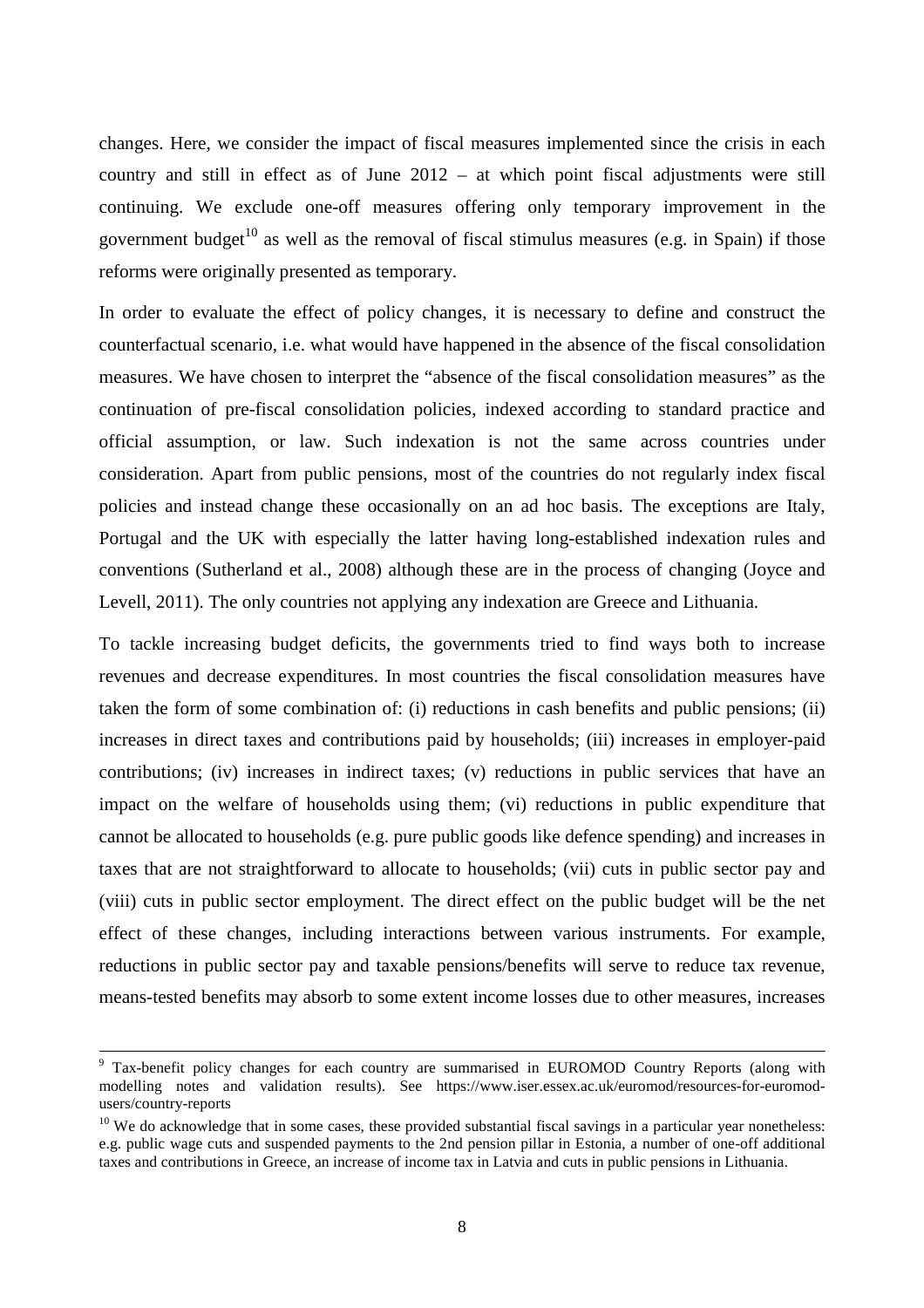changes. Here, we consider the impact of fiscal measures implemented since the crisis in each country and still in effect as of June 2012 – at which point fiscal adjustments were still continuing. We exclude one-off measures offering only temporary improvement in the government budget[10] as well as the removal of fiscal stimulus measures (e.g. in Spain) if those reforms were originally presented as temporary.

In order to evaluate the effect of policy changes, it is necessary to define and construct the counterfactual scenario, i.e. what would have happened in the absence of the fiscal consolidation measures. We have chosen to interpret the "absence of the fiscal consolidation measures" as the continuation of pre-fiscal consolidation policies, indexed according to standard practice and official assumption, or law. Such indexation is not the same across countries under consideration. Apart from public pensions, most of the countries do not regularly index fiscal policies and instead change these occasionally on an ad hoc basis. The exceptions are Italy, Portugal and the UK with especially the latter having long-established indexation rules and conventions (Sutherland et al., 2008) although these are in the process of changing (Joyce and Levell, 2011). The only countries not applying any indexation are Greece and Lithuania.

To tackle increasing budget deficits, the governments tried to find ways both to increase revenues and decrease expenditures. In most countries the fiscal consolidation measures have taken the form of some combination of: (i) reductions in cash benefits and public pensions; (ii) increases in direct taxes and contributions paid by households; (iii) increases in employer-paid contributions; (iv) increases in indirect taxes; (v) reductions in public services that have an impact on the welfare of households using them; (vi) reductions in public expenditure that cannot be allocated to households (e.g. pure public goods like defence spending) and increases in taxes that are not straightforward to allocate to households; (vii) cuts in public sector pay and (viii) cuts in public sector employment. The direct effect on the public budget will be the net effect of these changes, including interactions between various instruments. For example, reductions in public sector pay and taxable pensions/benefits will serve to reduce tax revenue, means-tested benefits may absorb to some extent income losses due to other measures, increases

---

[9] Tax-benefit policy changes for each country are summarised in EUROMOD Country Reports (along with modelling notes and validation results). See https://www.iser.essex.ac.uk/euromod/resources-for-euromod-users/country-reports

[10] We do acknowledge that in some cases, these provided substantial fiscal savings in a particular year nonetheless: e.g. public wage cuts and suspended payments to the 2nd pension pillar in Estonia, a number of one-off additional taxes and contributions in Greece, an increase of income tax in Latvia and cuts in public pensions in Lithuania.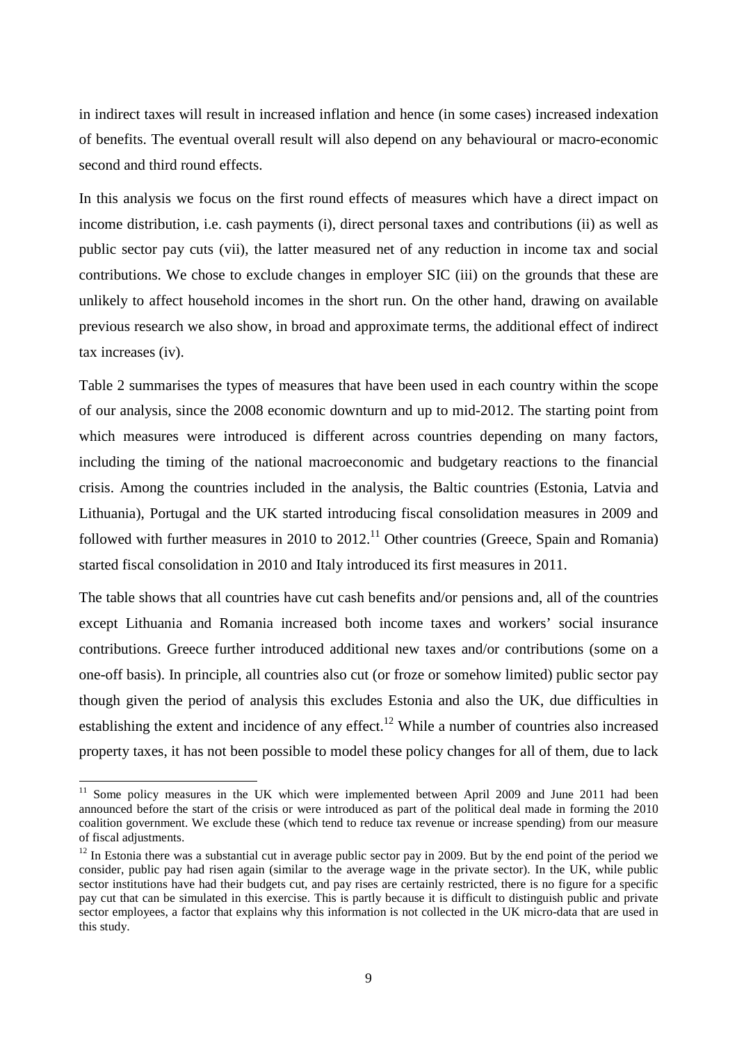in indirect taxes will result in increased inflation and hence (in some cases) increased indexation of benefits. The eventual overall result will also depend on any behavioural or macro-economic second and third round effects.

In this analysis we focus on the first round effects of measures which have a direct impact on income distribution, i.e. cash payments (i), direct personal taxes and contributions (ii) as well as public sector pay cuts (vii), the latter measured net of any reduction in income tax and social contributions. We chose to exclude changes in employer SIC (iii) on the grounds that these are unlikely to affect household incomes in the short run. On the other hand, drawing on available previous research we also show, in broad and approximate terms, the additional effect of indirect tax increases (iv).

Table 2 summarises the types of measures that have been used in each country within the scope of our analysis, since the 2008 economic downturn and up to mid-2012. The starting point from which measures were introduced is different across countries depending on many factors, including the timing of the national macroeconomic and budgetary reactions to the financial crisis. Among the countries included in the analysis, the Baltic countries (Estonia, Latvia and Lithuania), Portugal and the UK started introducing fiscal consolidation measures in 2009 and followed with further measures in 2010 to 2012.[11] Other countries (Greece, Spain and Romania) started fiscal consolidation in 2010 and Italy introduced its first measures in 2011.

The table shows that all countries have cut cash benefits and/or pensions and, all of the countries except Lithuania and Romania increased both income taxes and workers' social insurance contributions. Greece further introduced additional new taxes and/or contributions (some on a one-off basis). In principle, all countries also cut (or froze or somehow limited) public sector pay though given the period of analysis this excludes Estonia and also the UK, due difficulties in establishing the extent and incidence of any effect.[12] While a number of countries also increased property taxes, it has not been possible to model these policy changes for all of them, due to lack

[11] Some policy measures in the UK which were implemented between April 2009 and June 2011 had been announced before the start of the crisis or were introduced as part of the political deal made in forming the 2010 coalition government. We exclude these (which tend to reduce tax revenue or increase spending) from our measure of fiscal adjustments.

[12] In Estonia there was a substantial cut in average public sector pay in 2009. But by the end point of the period we consider, public pay had risen again (similar to the average wage in the private sector). In the UK, while public sector institutions have had their budgets cut, and pay rises are certainly restricted, there is no figure for a specific pay cut that can be simulated in this exercise. This is partly because it is difficult to distinguish public and private sector employees, a factor that explains why this information is not collected in the UK micro-data that are used in this study.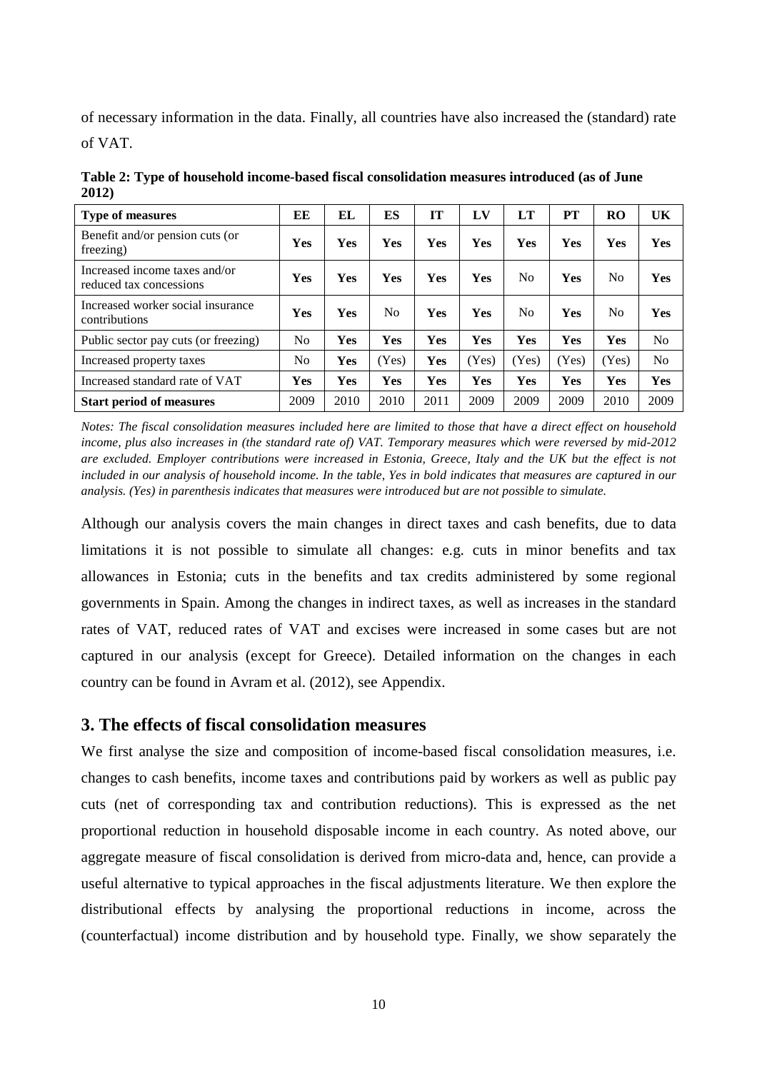of necessary information in the data. Finally, all countries have also increased the (standard) rate of VAT.

**Table 2: Type of household income-based fiscal consolidation measures introduced (as of June 2012)**

| Type of measures | EE | EL | ES | IT | LV | LT | PT | RO | UK |
|---|---|---|---|---|---|---|---|---|---|
| Benefit and/or pension cuts (or freezing) | **Yes** | **Yes** | **Yes** | **Yes** | **Yes** | **Yes** | **Yes** | **Yes** | **Yes** |
| Increased income taxes and/or reduced tax concessions | **Yes** | **Yes** | **Yes** | **Yes** | **Yes** | No | **Yes** | No | **Yes** |
| Increased worker social insurance contributions | **Yes** | **Yes** | No | **Yes** | **Yes** | No | **Yes** | No | **Yes** |
| Public sector pay cuts (or freezing) | No | **Yes** | **Yes** | **Yes** | **Yes** | **Yes** | **Yes** | **Yes** | No |
| Increased property taxes | No | **Yes** | (Yes) | **Yes** | (Yes) | (Yes) | (Yes) | (Yes) | No |
| Increased standard rate of VAT | **Yes** | **Yes** | **Yes** | **Yes** | **Yes** | **Yes** | **Yes** | **Yes** | **Yes** |
| **Start period of measures** | 2009 | 2010 | 2010 | 2011 | 2009 | 2009 | 2009 | 2010 | 2009 |

*Notes: The fiscal consolidation measures included here are limited to those that have a direct effect on household income, plus also increases in (the standard rate of) VAT. Temporary measures which were reversed by mid-2012 are excluded. Employer contributions were increased in Estonia, Greece, Italy and the UK but the effect is not included in our analysis of household income. In the table, Yes in bold indicates that measures are captured in our analysis. (Yes) in parenthesis indicates that measures were introduced but are not possible to simulate.*

Although our analysis covers the main changes in direct taxes and cash benefits, due to data limitations it is not possible to simulate all changes: e.g. cuts in minor benefits and tax allowances in Estonia; cuts in the benefits and tax credits administered by some regional governments in Spain. Among the changes in indirect taxes, as well as increases in the standard rates of VAT, reduced rates of VAT and excises were increased in some cases but are not captured in our analysis (except for Greece). Detailed information on the changes in each country can be found in Avram et al. (2012), see Appendix.

## 3. The effects of fiscal consolidation measures

We first analyse the size and composition of income-based fiscal consolidation measures, i.e. changes to cash benefits, income taxes and contributions paid by workers as well as public pay cuts (net of corresponding tax and contribution reductions). This is expressed as the net proportional reduction in household disposable income in each country. As noted above, our aggregate measure of fiscal consolidation is derived from micro-data and, hence, can provide a useful alternative to typical approaches in the fiscal adjustments literature. We then explore the distributional effects by analysing the proportional reductions in income, across the (counterfactual) income distribution and by household type. Finally, we show separately the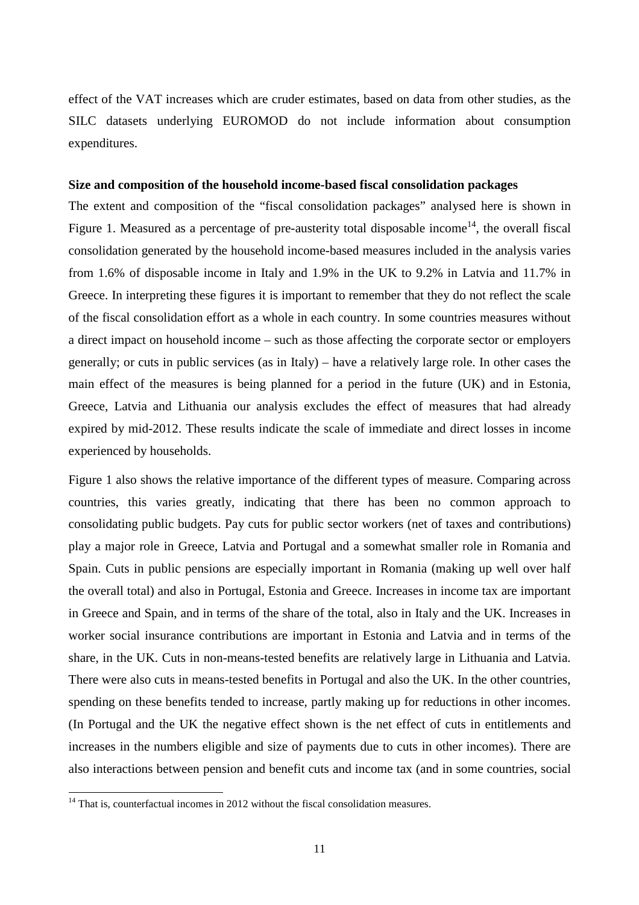effect of the VAT increases which are cruder estimates, based on data from other studies, as the SILC datasets underlying EUROMOD do not include information about consumption expenditures.

**Size and composition of the household income-based fiscal consolidation packages**

The extent and composition of the "fiscal consolidation packages" analysed here is shown in Figure 1. Measured as a percentage of pre-austerity total disposable income[14], the overall fiscal consolidation generated by the household income-based measures included in the analysis varies from 1.6% of disposable income in Italy and 1.9% in the UK to 9.2% in Latvia and 11.7% in Greece. In interpreting these figures it is important to remember that they do not reflect the scale of the fiscal consolidation effort as a whole in each country. In some countries measures without a direct impact on household income – such as those affecting the corporate sector or employers generally; or cuts in public services (as in Italy) – have a relatively large role. In other cases the main effect of the measures is being planned for a period in the future (UK) and in Estonia, Greece, Latvia and Lithuania our analysis excludes the effect of measures that had already expired by mid-2012. These results indicate the scale of immediate and direct losses in income experienced by households.

Figure 1 also shows the relative importance of the different types of measure. Comparing across countries, this varies greatly, indicating that there has been no common approach to consolidating public budgets. Pay cuts for public sector workers (net of taxes and contributions) play a major role in Greece, Latvia and Portugal and a somewhat smaller role in Romania and Spain. Cuts in public pensions are especially important in Romania (making up well over half the overall total) and also in Portugal, Estonia and Greece. Increases in income tax are important in Greece and Spain, and in terms of the share of the total, also in Italy and the UK. Increases in worker social insurance contributions are important in Estonia and Latvia and in terms of the share, in the UK. Cuts in non-means-tested benefits are relatively large in Lithuania and Latvia. There were also cuts in means-tested benefits in Portugal and also the UK. In the other countries, spending on these benefits tended to increase, partly making up for reductions in other incomes. (In Portugal and the UK the negative effect shown is the net effect of cuts in entitlements and increases in the numbers eligible and size of payments due to cuts in other incomes). There are also interactions between pension and benefit cuts and income tax (and in some countries, social

[14] That is, counterfactual incomes in 2012 without the fiscal consolidation measures.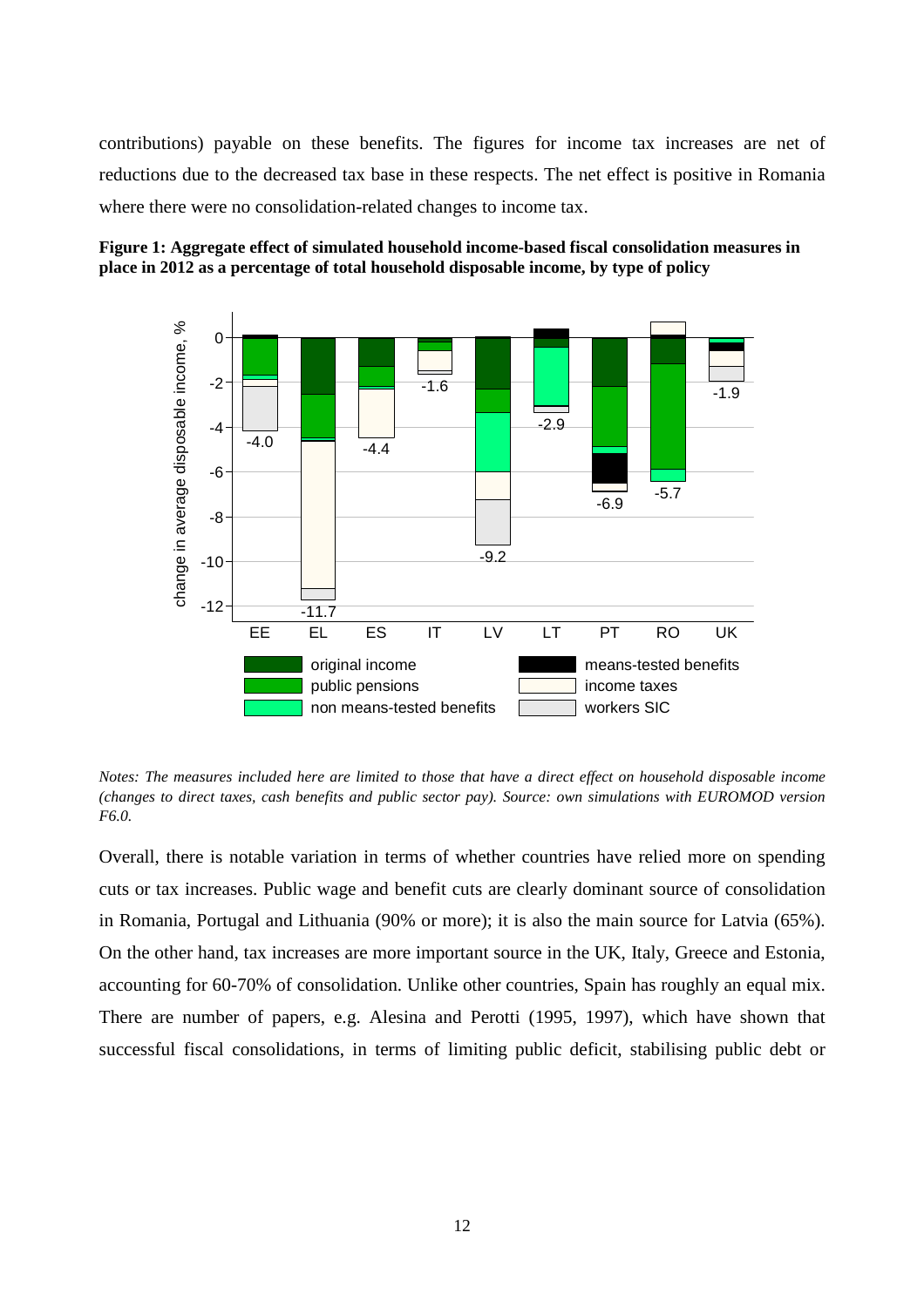contributions) payable on these benefits. The figures for income tax increases are net of reductions due to the decreased tax base in these respects. The net effect is positive in Romania where there were no consolidation-related changes to income tax.

**Figure 1: Aggregate effect of simulated household income-based fiscal consolidation measures in place in 2012 as a percentage of total household disposable income, by type of policy**

*Notes: The measures included here are limited to those that have a direct effect on household disposable income (changes to direct taxes, cash benefits and public sector pay). Source: own simulations with EUROMOD version F6.0.*

Overall, there is notable variation in terms of whether countries have relied more on spending cuts or tax increases. Public wage and benefit cuts are clearly dominant source of consolidation in Romania, Portugal and Lithuania (90% or more); it is also the main source for Latvia (65%). On the other hand, tax increases are more important source in the UK, Italy, Greece and Estonia, accounting for 60-70% of consolidation. Unlike other countries, Spain has roughly an equal mix. There are number of papers, e.g. Alesina and Perotti (1995, 1997), which have shown that successful fiscal consolidations, in terms of limiting public deficit, stabilising public debt or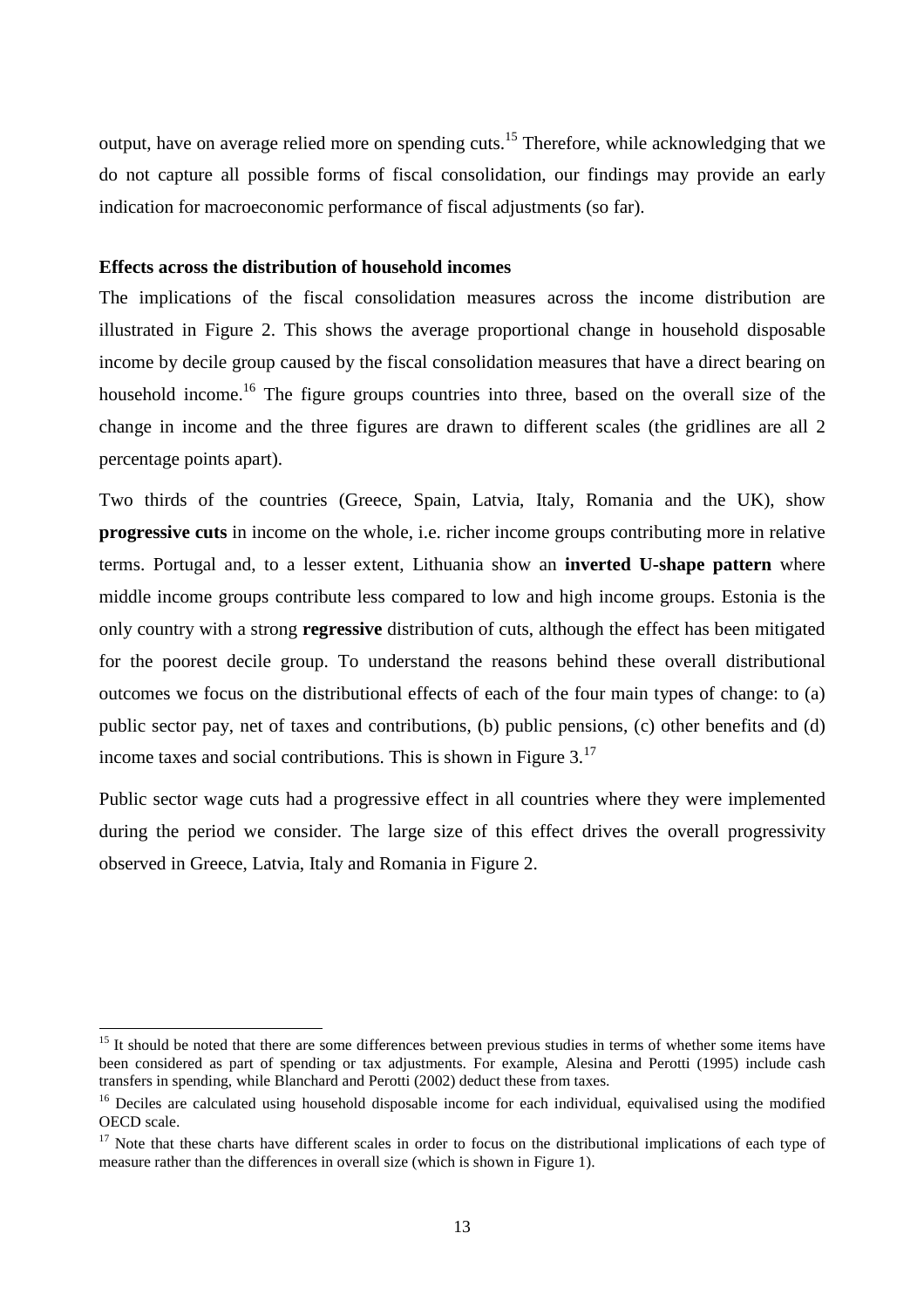output, have on average relied more on spending cuts.[15] Therefore, while acknowledging that we do not capture all possible forms of fiscal consolidation, our findings may provide an early indication for macroeconomic performance of fiscal adjustments (so far).

**Effects across the distribution of household incomes**

The implications of the fiscal consolidation measures across the income distribution are illustrated in Figure 2. This shows the average proportional change in household disposable income by decile group caused by the fiscal consolidation measures that have a direct bearing on household income.[16] The figure groups countries into three, based on the overall size of the change in income and the three figures are drawn to different scales (the gridlines are all 2 percentage points apart).

Two thirds of the countries (Greece, Spain, Latvia, Italy, Romania and the UK), show **progressive cuts** in income on the whole, i.e. richer income groups contributing more in relative terms. Portugal and, to a lesser extent, Lithuania show an **inverted U-shape pattern** where middle income groups contribute less compared to low and high income groups. Estonia is the only country with a strong **regressive** distribution of cuts, although the effect has been mitigated for the poorest decile group. To understand the reasons behind these overall distributional outcomes we focus on the distributional effects of each of the four main types of change: to (a) public sector pay, net of taxes and contributions, (b) public pensions, (c) other benefits and (d) income taxes and social contributions. This is shown in Figure 3.[17]

Public sector wage cuts had a progressive effect in all countries where they were implemented during the period we consider. The large size of this effect drives the overall progressivity observed in Greece, Latvia, Italy and Romania in Figure 2.

---

[15] It should be noted that there are some differences between previous studies in terms of whether some items have been considered as part of spending or tax adjustments. For example, Alesina and Perotti (1995) include cash transfers in spending, while Blanchard and Perotti (2002) deduct these from taxes.

[16] Deciles are calculated using household disposable income for each individual, equivalised using the modified OECD scale.

[17] Note that these charts have different scales in order to focus on the distributional implications of each type of measure rather than the differences in overall size (which is shown in Figure 1).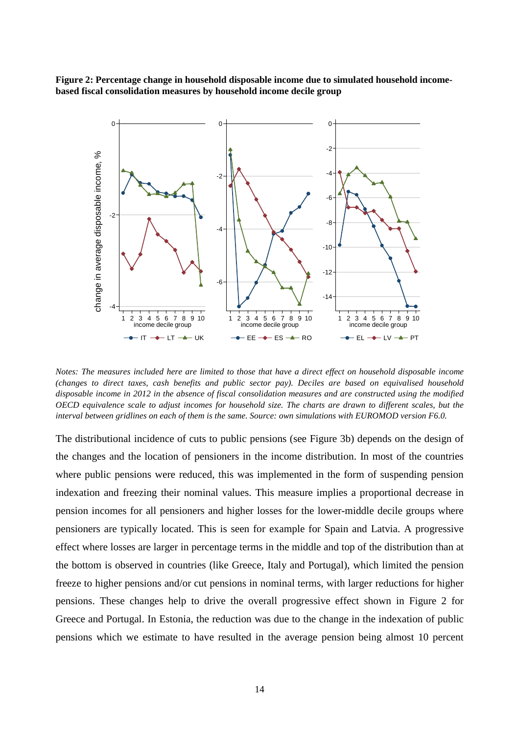**Figure 2: Percentage change in household disposable income due to simulated household income-based fiscal consolidation measures by household income decile group**

*Notes: The measures included here are limited to those that have a direct effect on household disposable income (changes to direct taxes, cash benefits and public sector pay). Deciles are based on equivalised household disposable income in 2012 in the absence of fiscal consolidation measures and are constructed using the modified OECD equivalence scale to adjust incomes for household size. The charts are drawn to different scales, but the interval between gridlines on each of them is the same. Source: own simulations with EUROMOD version F6.0.*

The distributional incidence of cuts to public pensions (see Figure 3b) depends on the design of the changes and the location of pensioners in the income distribution. In most of the countries where public pensions were reduced, this was implemented in the form of suspending pension indexation and freezing their nominal values. This measure implies a proportional decrease in pension incomes for all pensioners and higher losses for the lower-middle decile groups where pensioners are typically located. This is seen for example for Spain and Latvia. A progressive effect where losses are larger in percentage terms in the middle and top of the distribution than at the bottom is observed in countries (like Greece, Italy and Portugal), which limited the pension freeze to higher pensions and/or cut pensions in nominal terms, with larger reductions for higher pensions. These changes help to drive the overall progressive effect shown in Figure 2 for Greece and Portugal. In Estonia, the reduction was due to the change in the indexation of public pensions which we estimate to have resulted in the average pension being almost 10 percent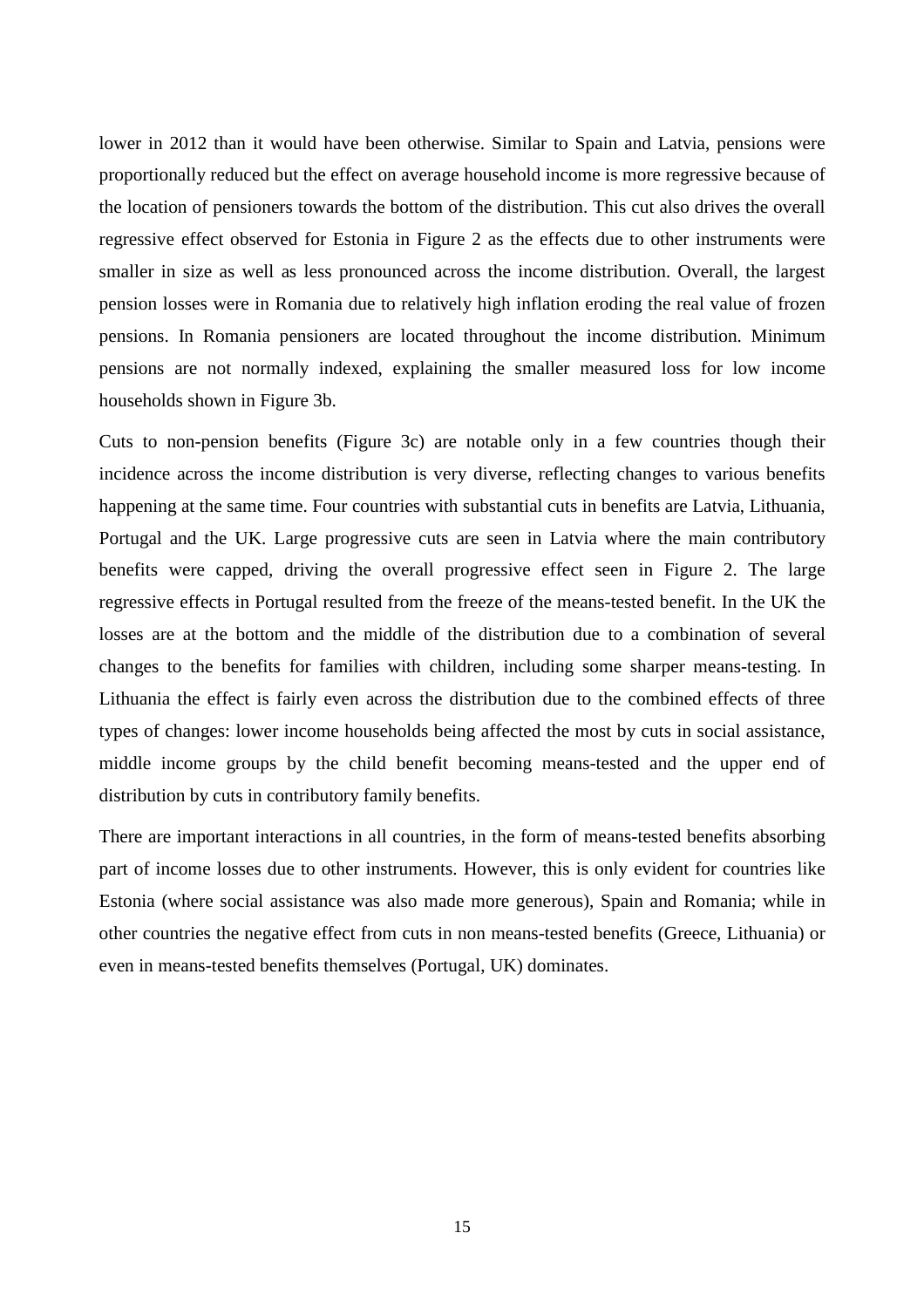lower in 2012 than it would have been otherwise. Similar to Spain and Latvia, pensions were proportionally reduced but the effect on average household income is more regressive because of the location of pensioners towards the bottom of the distribution. This cut also drives the overall regressive effect observed for Estonia in Figure 2 as the effects due to other instruments were smaller in size as well as less pronounced across the income distribution. Overall, the largest pension losses were in Romania due to relatively high inflation eroding the real value of frozen pensions. In Romania pensioners are located throughout the income distribution. Minimum pensions are not normally indexed, explaining the smaller measured loss for low income households shown in Figure 3b.

Cuts to non-pension benefits (Figure 3c) are notable only in a few countries though their incidence across the income distribution is very diverse, reflecting changes to various benefits happening at the same time. Four countries with substantial cuts in benefits are Latvia, Lithuania, Portugal and the UK. Large progressive cuts are seen in Latvia where the main contributory benefits were capped, driving the overall progressive effect seen in Figure 2. The large regressive effects in Portugal resulted from the freeze of the means-tested benefit. In the UK the losses are at the bottom and the middle of the distribution due to a combination of several changes to the benefits for families with children, including some sharper means-testing. In Lithuania the effect is fairly even across the distribution due to the combined effects of three types of changes: lower income households being affected the most by cuts in social assistance, middle income groups by the child benefit becoming means-tested and the upper end of distribution by cuts in contributory family benefits.

There are important interactions in all countries, in the form of means-tested benefits absorbing part of income losses due to other instruments. However, this is only evident for countries like Estonia (where social assistance was also made more generous), Spain and Romania; while in other countries the negative effect from cuts in non means-tested benefits (Greece, Lithuania) or even in means-tested benefits themselves (Portugal, UK) dominates.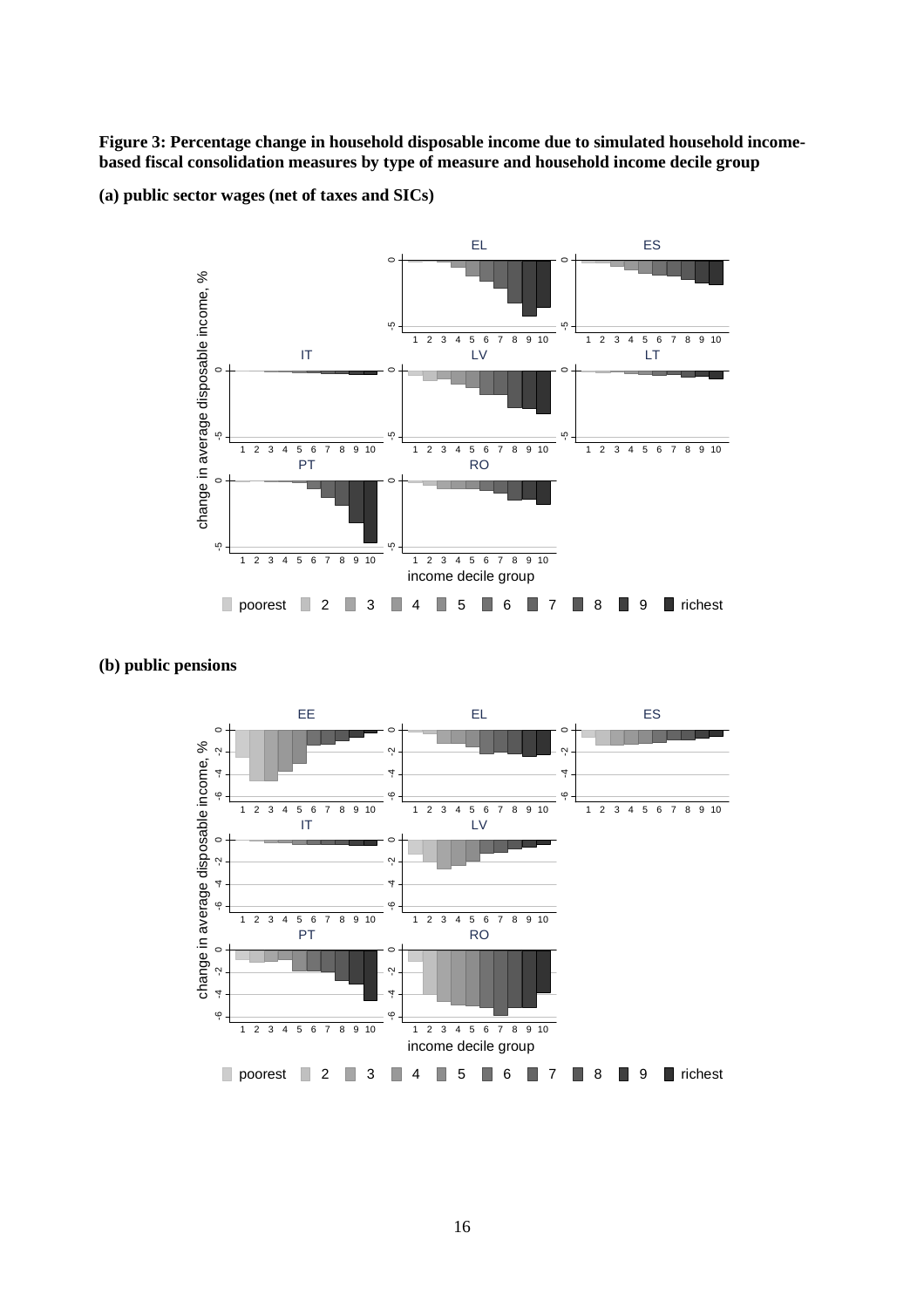**Figure 3: Percentage change in household disposable income due to simulated household income-based fiscal consolidation measures by type of measure and household income decile group**

**(a) public sector wages (net of taxes and SICs)**

**(b) public pensions**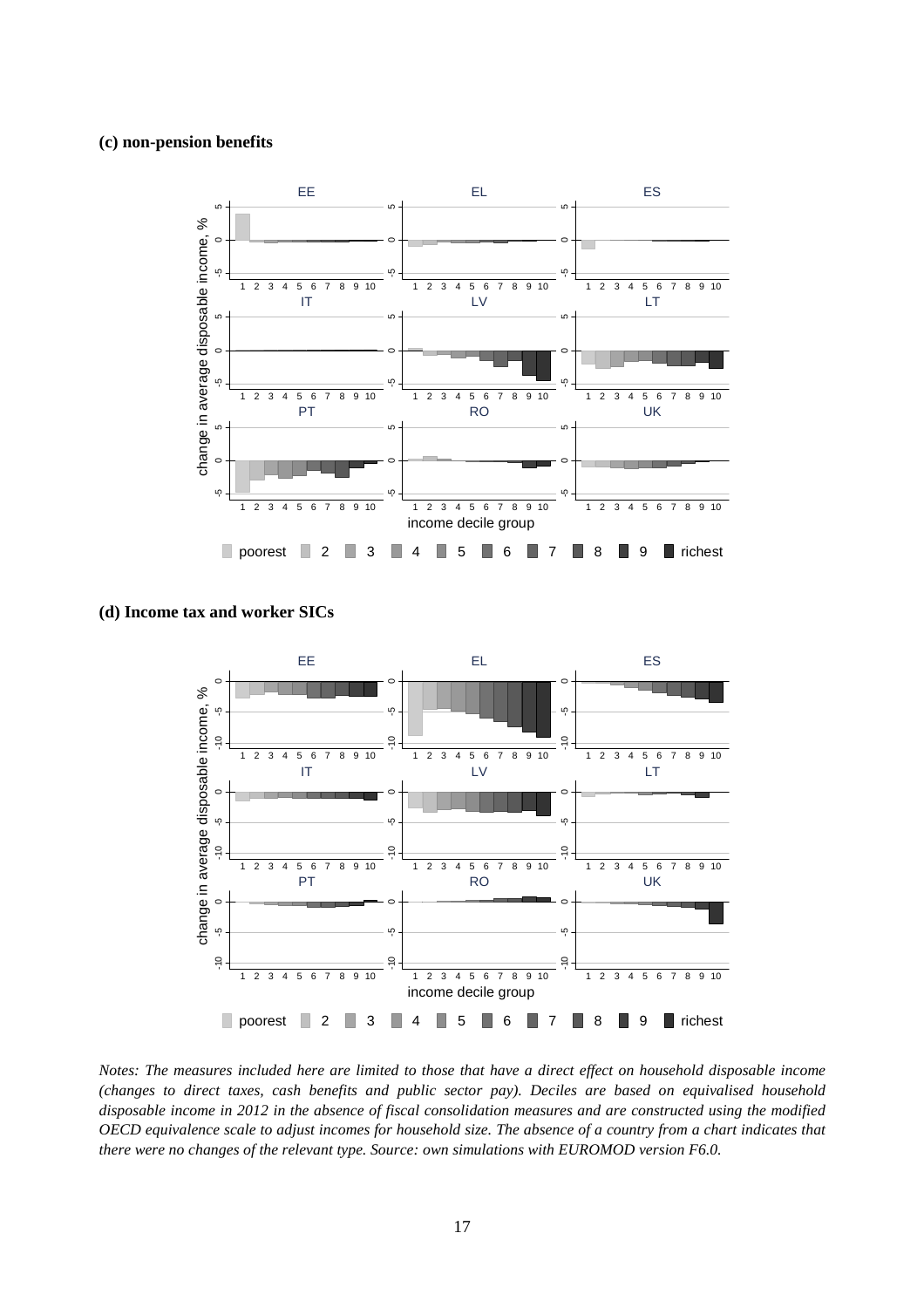**(c) non-pension benefits**

**(d) Income tax and worker SICs**

*Notes: The measures included here are limited to those that have a direct effect on household disposable income (changes to direct taxes, cash benefits and public sector pay). Deciles are based on equivalised household disposable income in 2012 in the absence of fiscal consolidation measures and are constructed using the modified OECD equivalence scale to adjust incomes for household size. The absence of a country from a chart indicates that there were no changes of the relevant type. Source: own simulations with EUROMOD version F6.0.*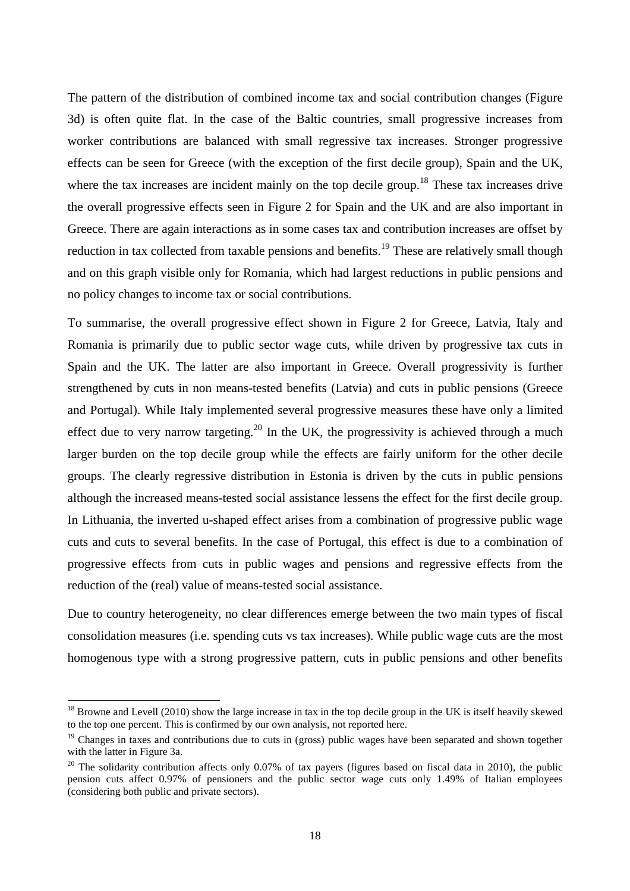The pattern of the distribution of combined income tax and social contribution changes (Figure 3d) is often quite flat. In the case of the Baltic countries, small progressive increases from worker contributions are balanced with small regressive tax increases. Stronger progressive effects can be seen for Greece (with the exception of the first decile group), Spain and the UK, where the tax increases are incident mainly on the top decile group.[18] These tax increases drive the overall progressive effects seen in Figure 2 for Spain and the UK and are also important in Greece. There are again interactions as in some cases tax and contribution increases are offset by reduction in tax collected from taxable pensions and benefits.[19] These are relatively small though and on this graph visible only for Romania, which had largest reductions in public pensions and no policy changes to income tax or social contributions.

To summarise, the overall progressive effect shown in Figure 2 for Greece, Latvia, Italy and Romania is primarily due to public sector wage cuts, while driven by progressive tax cuts in Spain and the UK. The latter are also important in Greece. Overall progressivity is further strengthened by cuts in non means-tested benefits (Latvia) and cuts in public pensions (Greece and Portugal). While Italy implemented several progressive measures these have only a limited effect due to very narrow targeting.[20] In the UK, the progressivity is achieved through a much larger burden on the top decile group while the effects are fairly uniform for the other decile groups. The clearly regressive distribution in Estonia is driven by the cuts in public pensions although the increased means-tested social assistance lessens the effect for the first decile group. In Lithuania, the inverted u-shaped effect arises from a combination of progressive public wage cuts and cuts to several benefits. In the case of Portugal, this effect is due to a combination of progressive effects from cuts in public wages and pensions and regressive effects from the reduction of the (real) value of means-tested social assistance.

Due to country heterogeneity, no clear differences emerge between the two main types of fiscal consolidation measures (i.e. spending cuts vs tax increases). While public wage cuts are the most homogenous type with a strong progressive pattern, cuts in public pensions and other benefits

[18] Browne and Levell (2010) show the large increase in tax in the top decile group in the UK is itself heavily skewed to the top one percent. This is confirmed by our own analysis, not reported here.

[19] Changes in taxes and contributions due to cuts in (gross) public wages have been separated and shown together with the latter in Figure 3a.

[20] The solidarity contribution affects only 0.07% of tax payers (figures based on fiscal data in 2010), the public pension cuts affect 0.97% of pensioners and the public sector wage cuts only 1.49% of Italian employees (considering both public and private sectors).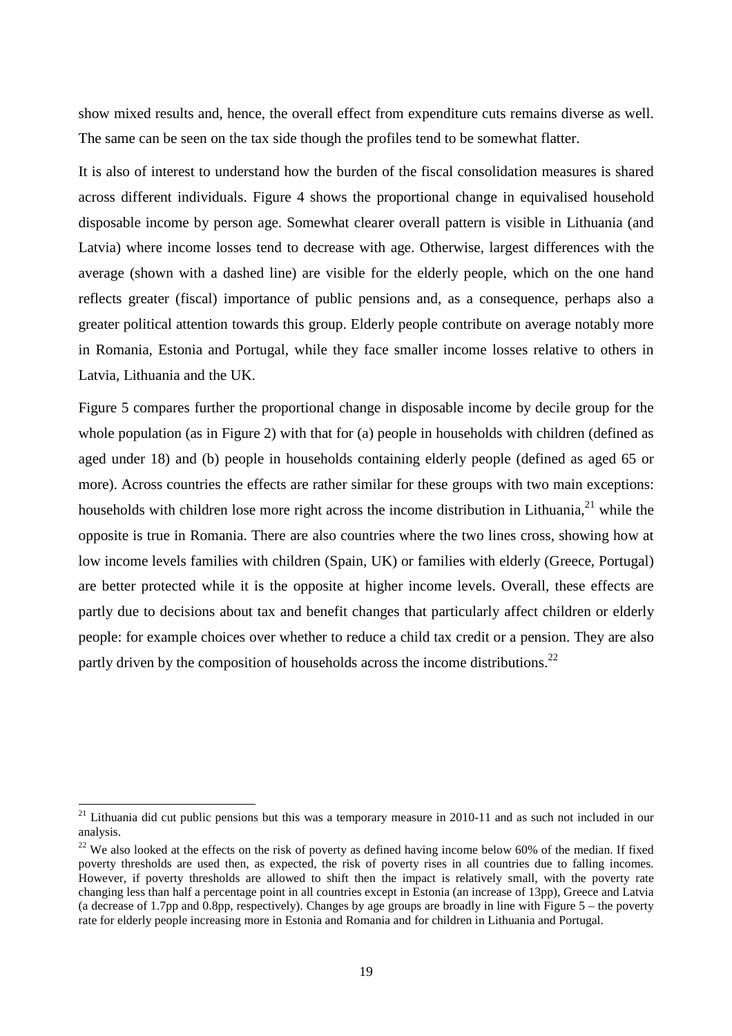show mixed results and, hence, the overall effect from expenditure cuts remains diverse as well. The same can be seen on the tax side though the profiles tend to be somewhat flatter.

It is also of interest to understand how the burden of the fiscal consolidation measures is shared across different individuals. Figure 4 shows the proportional change in equivalised household disposable income by person age. Somewhat clearer overall pattern is visible in Lithuania (and Latvia) where income losses tend to decrease with age. Otherwise, largest differences with the average (shown with a dashed line) are visible for the elderly people, which on the one hand reflects greater (fiscal) importance of public pensions and, as a consequence, perhaps also a greater political attention towards this group. Elderly people contribute on average notably more in Romania, Estonia and Portugal, while they face smaller income losses relative to others in Latvia, Lithuania and the UK.

Figure 5 compares further the proportional change in disposable income by decile group for the whole population (as in Figure 2) with that for (a) people in households with children (defined as aged under 18) and (b) people in households containing elderly people (defined as aged 65 or more). Across countries the effects are rather similar for these groups with two main exceptions: households with children lose more right across the income distribution in Lithuania,[21] while the opposite is true in Romania. There are also countries where the two lines cross, showing how at low income levels families with children (Spain, UK) or families with elderly (Greece, Portugal) are better protected while it is the opposite at higher income levels. Overall, these effects are partly due to decisions about tax and benefit changes that particularly affect children or elderly people: for example choices over whether to reduce a child tax credit or a pension. They are also partly driven by the composition of households across the income distributions.[22]

---

[21] Lithuania did cut public pensions but this was a temporary measure in 2010-11 and as such not included in our analysis.

[22] We also looked at the effects on the risk of poverty as defined having income below 60% of the median. If fixed poverty thresholds are used then, as expected, the risk of poverty rises in all countries due to falling incomes. However, if poverty thresholds are allowed to shift then the impact is relatively small, with the poverty rate changing less than half a percentage point in all countries except in Estonia (an increase of 13pp), Greece and Latvia (a decrease of 1.7pp and 0.8pp, respectively). Changes by age groups are broadly in line with Figure 5 – the poverty rate for elderly people increasing more in Estonia and Romania and for children in Lithuania and Portugal.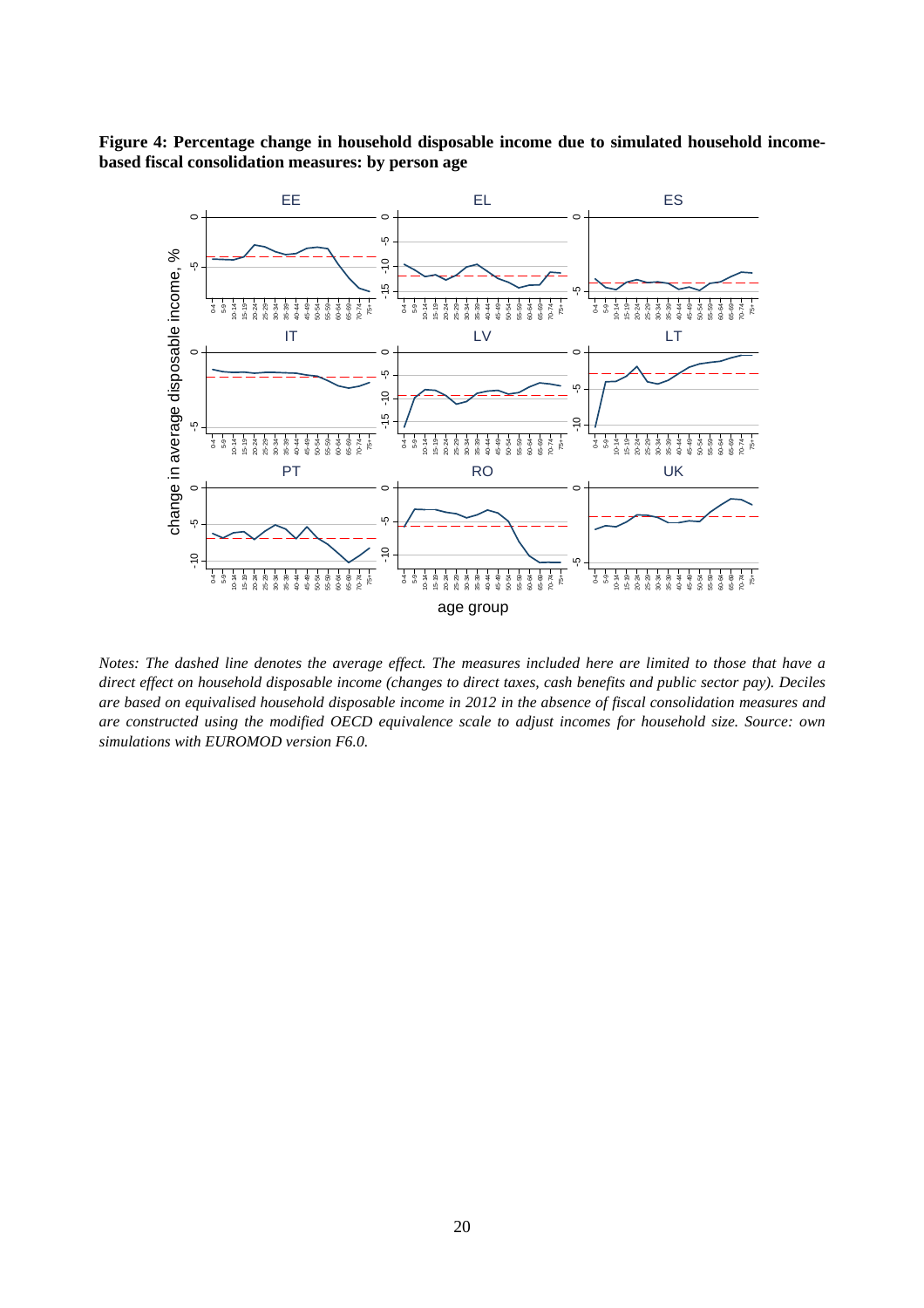**Figure 4: Percentage change in household disposable income due to simulated household income-based fiscal consolidation measures: by person age**

*Notes: The dashed line denotes the average effect. The measures included here are limited to those that have a direct effect on household disposable income (changes to direct taxes, cash benefits and public sector pay). Deciles are based on equivalised household disposable income in 2012 in the absence of fiscal consolidation measures and are constructed using the modified OECD equivalence scale to adjust incomes for household size. Source: own simulations with EUROMOD version F6.0.*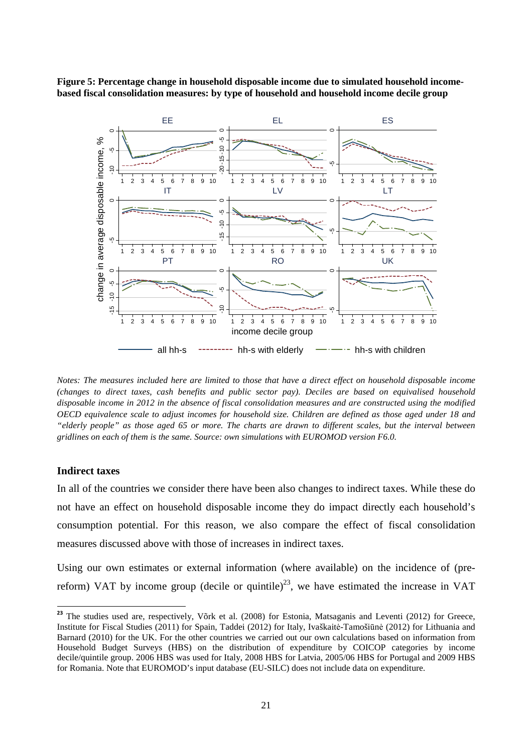**Figure 5: Percentage change in household disposable income due to simulated household income-based fiscal consolidation measures: by type of household and household income decile group**

*Notes: The measures included here are limited to those that have a direct effect on household disposable income (changes to direct taxes, cash benefits and public sector pay). Deciles are based on equivalised household disposable income in 2012 in the absence of fiscal consolidation measures and are constructed using the modified OECD equivalence scale to adjust incomes for household size. Children are defined as those aged under 18 and "elderly people" as those aged 65 or more. The charts are drawn to different scales, but the interval between gridlines on each of them is the same. Source: own simulations with EUROMOD version F6.0.*

### Indirect taxes

In all of the countries we consider there have been also changes to indirect taxes. While these do not have an effect on household disposable income they do impact directly each household's consumption potential. For this reason, we also compare the effect of fiscal consolidation measures discussed above with those of increases in indirect taxes.

Using our own estimates or external information (where available) on the incidence of (pre-reform) VAT by income group (decile or quintile)[23], we have estimated the increase in VAT

[23] The studies used are, respectively, Võrk et al. (2008) for Estonia, Matsaganis and Leventi (2012) for Greece, Institute for Fiscal Studies (2011) for Spain, Taddei (2012) for Italy, Ivaškaitė-Tamošiūnė (2012) for Lithuania and Barnard (2010) for the UK. For the other countries we carried out our own calculations based on information from Household Budget Surveys (HBS) on the distribution of expenditure by COICOP categories by income decile/quintile group. 2006 HBS was used for Italy, 2008 HBS for Latvia, 2005/06 HBS for Portugal and 2009 HBS for Romania. Note that EUROMOD's input database (EU-SILC) does not include data on expenditure.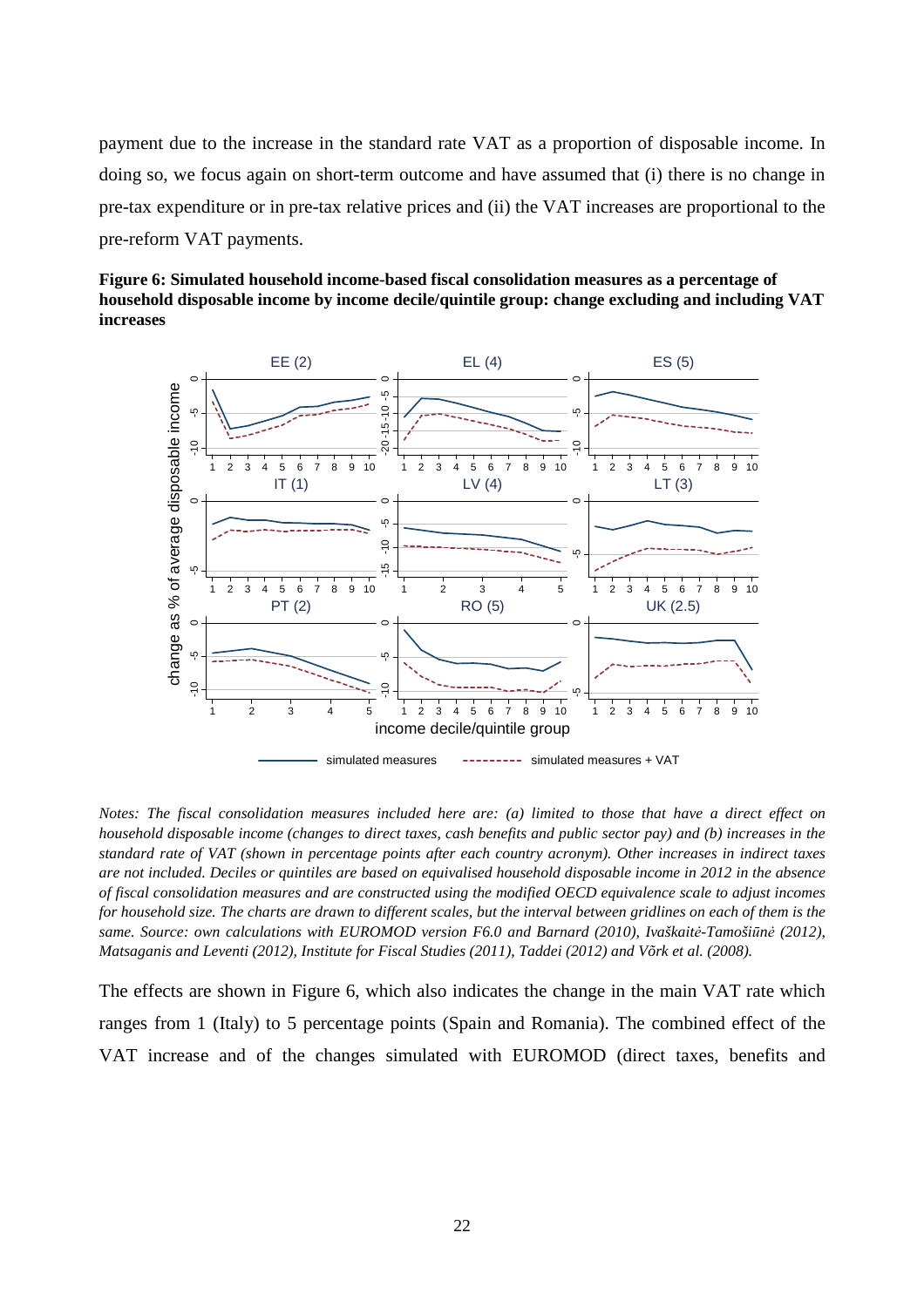payment due to the increase in the standard rate VAT as a proportion of disposable income. In doing so, we focus again on short-term outcome and have assumed that (i) there is no change in pre-tax expenditure or in pre-tax relative prices and (ii) the VAT increases are proportional to the pre-reform VAT payments.

**Figure 6: Simulated household income-based fiscal consolidation measures as a percentage of household disposable income by income decile/quintile group: change excluding and including VAT increases**

*Notes: The fiscal consolidation measures included here are: (a) limited to those that have a direct effect on household disposable income (changes to direct taxes, cash benefits and public sector pay) and (b) increases in the standard rate of VAT (shown in percentage points after each country acronym). Other increases in indirect taxes are not included. Deciles or quintiles are based on equivalised household disposable income in 2012 in the absence of fiscal consolidation measures and are constructed using the modified OECD equivalence scale to adjust incomes for household size. The charts are drawn to different scales, but the interval between gridlines on each of them is the same. Source: own calculations with EUROMOD version F6.0 and Barnard (2010), Ivaškaitė-Tamošiūnė (2012), Matsaganis and Leventi (2012), Institute for Fiscal Studies (2011), Taddei (2012) and Võrk et al. (2008).*

The effects are shown in Figure 6, which also indicates the change in the main VAT rate which ranges from 1 (Italy) to 5 percentage points (Spain and Romania). The combined effect of the VAT increase and of the changes simulated with EUROMOD (direct taxes, benefits and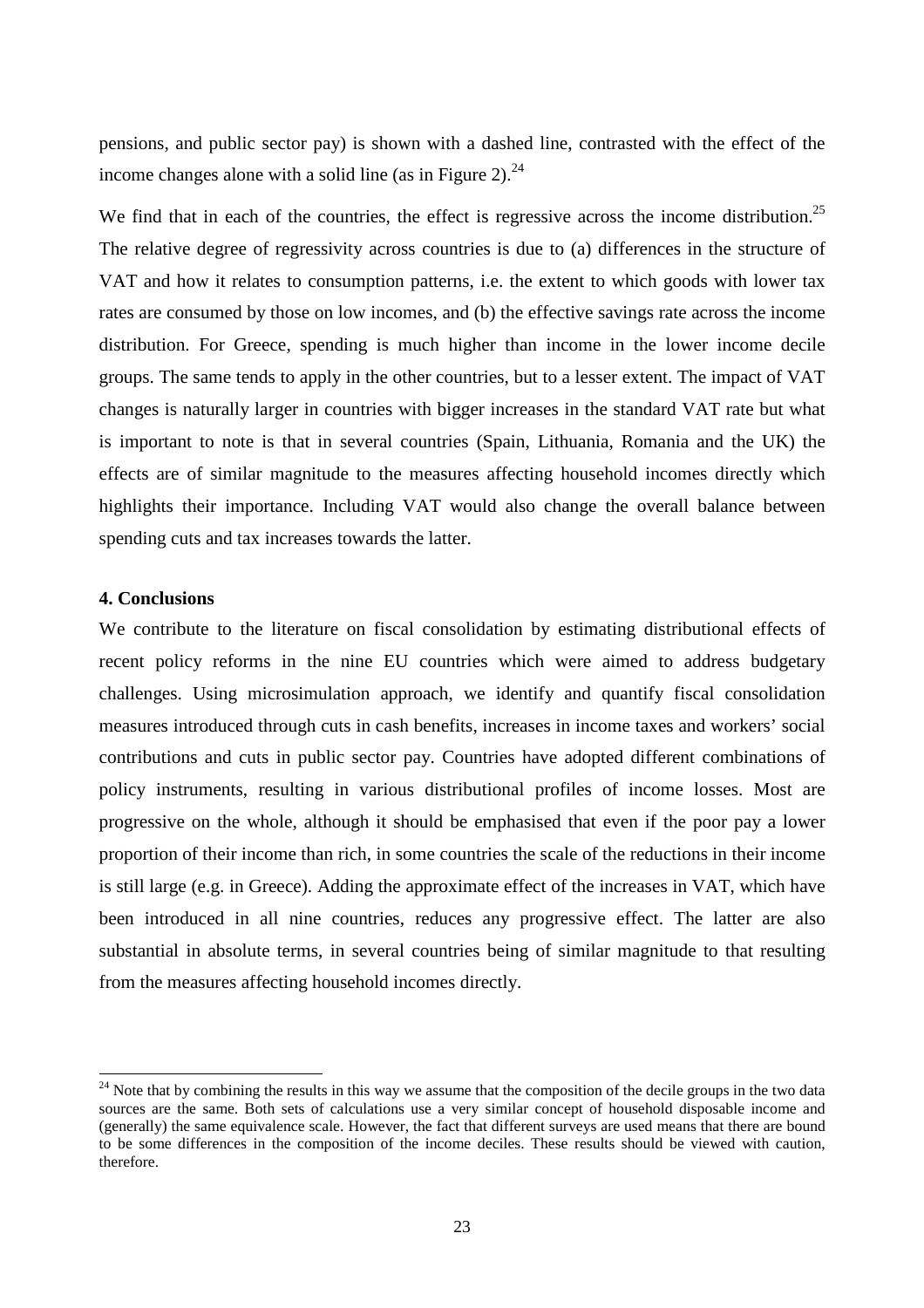pensions, and public sector pay) is shown with a dashed line, contrasted with the effect of the income changes alone with a solid line (as in Figure 2).[24]

We find that in each of the countries, the effect is regressive across the income distribution.[25] The relative degree of regressivity across countries is due to (a) differences in the structure of VAT and how it relates to consumption patterns, i.e. the extent to which goods with lower tax rates are consumed by those on low incomes, and (b) the effective savings rate across the income distribution. For Greece, spending is much higher than income in the lower income decile groups. The same tends to apply in the other countries, but to a lesser extent. The impact of VAT changes is naturally larger in countries with bigger increases in the standard VAT rate but what is important to note is that in several countries (Spain, Lithuania, Romania and the UK) the effects are of similar magnitude to the measures affecting household incomes directly which highlights their importance. Including VAT would also change the overall balance between spending cuts and tax increases towards the latter.

**4. Conclusions**

We contribute to the literature on fiscal consolidation by estimating distributional effects of recent policy reforms in the nine EU countries which were aimed to address budgetary challenges. Using microsimulation approach, we identify and quantify fiscal consolidation measures introduced through cuts in cash benefits, increases in income taxes and workers' social contributions and cuts in public sector pay. Countries have adopted different combinations of policy instruments, resulting in various distributional profiles of income losses. Most are progressive on the whole, although it should be emphasised that even if the poor pay a lower proportion of their income than rich, in some countries the scale of the reductions in their income is still large (e.g. in Greece). Adding the approximate effect of the increases in VAT, which have been introduced in all nine countries, reduces any progressive effect. The latter are also substantial in absolute terms, in several countries being of similar magnitude to that resulting from the measures affecting household incomes directly.

[24] Note that by combining the results in this way we assume that the composition of the decile groups in the two data sources are the same. Both sets of calculations use a very similar concept of household disposable income and (generally) the same equivalence scale. However, the fact that different surveys are used means that there are bound to be some differences in the composition of the income deciles. These results should be viewed with caution, therefore.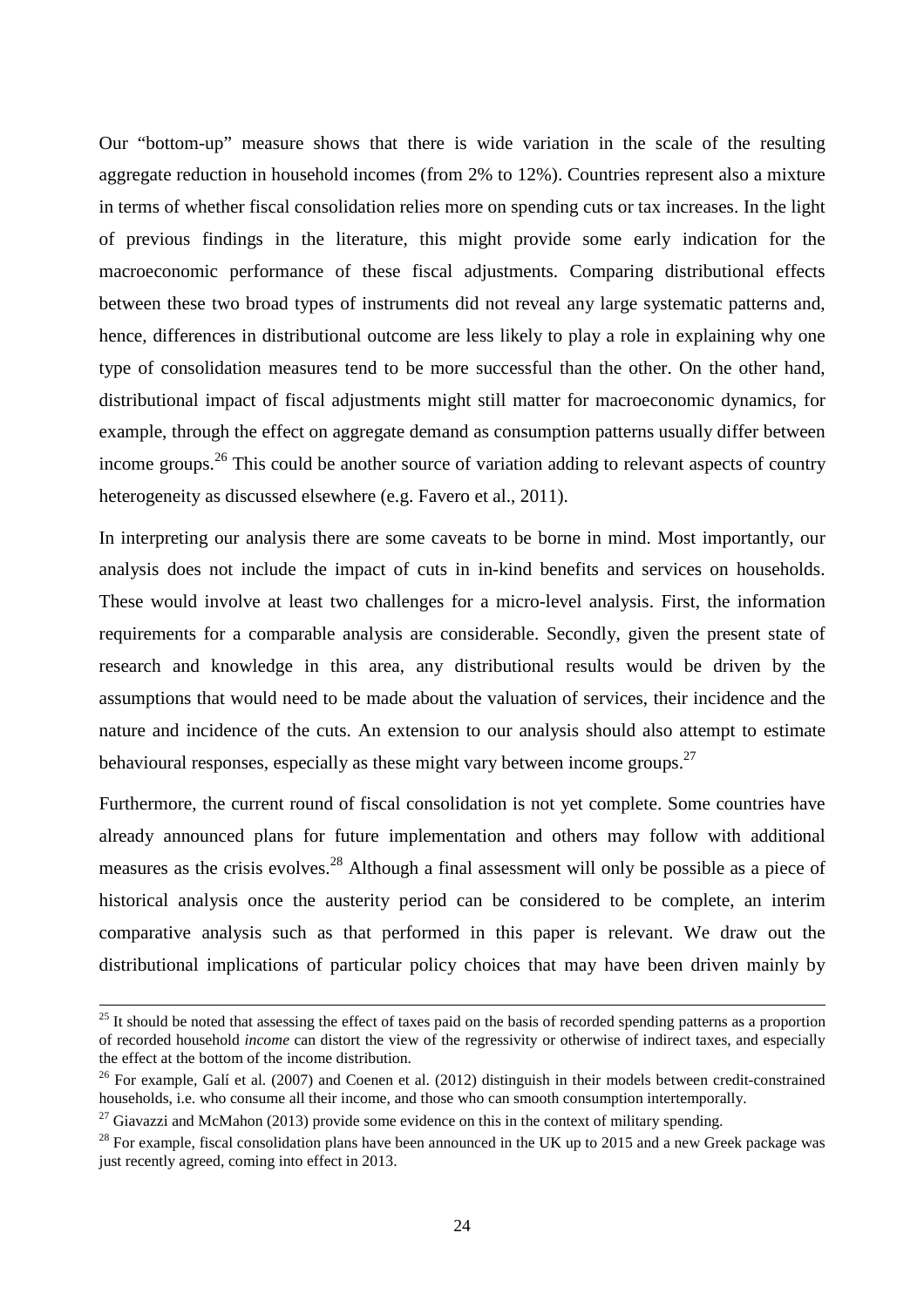Our "bottom-up" measure shows that there is wide variation in the scale of the resulting aggregate reduction in household incomes (from 2% to 12%). Countries represent also a mixture in terms of whether fiscal consolidation relies more on spending cuts or tax increases. In the light of previous findings in the literature, this might provide some early indication for the macroeconomic performance of these fiscal adjustments. Comparing distributional effects between these two broad types of instruments did not reveal any large systematic patterns and, hence, differences in distributional outcome are less likely to play a role in explaining why one type of consolidation measures tend to be more successful than the other. On the other hand, distributional impact of fiscal adjustments might still matter for macroeconomic dynamics, for example, through the effect on aggregate demand as consumption patterns usually differ between income groups.[26] This could be another source of variation adding to relevant aspects of country heterogeneity as discussed elsewhere (e.g. Favero et al., 2011).

In interpreting our analysis there are some caveats to be borne in mind. Most importantly, our analysis does not include the impact of cuts in in-kind benefits and services on households. These would involve at least two challenges for a micro-level analysis. First, the information requirements for a comparable analysis are considerable. Secondly, given the present state of research and knowledge in this area, any distributional results would be driven by the assumptions that would need to be made about the valuation of services, their incidence and the nature and incidence of the cuts. An extension to our analysis should also attempt to estimate behavioural responses, especially as these might vary between income groups.[27]

Furthermore, the current round of fiscal consolidation is not yet complete. Some countries have already announced plans for future implementation and others may follow with additional measures as the crisis evolves.[28] Although a final assessment will only be possible as a piece of historical analysis once the austerity period can be considered to be complete, an interim comparative analysis such as that performed in this paper is relevant. We draw out the distributional implications of particular policy choices that may have been driven mainly by

---

[25] It should be noted that assessing the effect of taxes paid on the basis of recorded spending patterns as a proportion of recorded household *income* can distort the view of the regressivity or otherwise of indirect taxes, and especially the effect at the bottom of the income distribution.

[26] For example, Galí et al. (2007) and Coenen et al. (2012) distinguish in their models between credit-constrained households, i.e. who consume all their income, and those who can smooth consumption intertemporally.

[27] Giavazzi and McMahon (2013) provide some evidence on this in the context of military spending.

[28] For example, fiscal consolidation plans have been announced in the UK up to 2015 and a new Greek package was just recently agreed, coming into effect in 2013.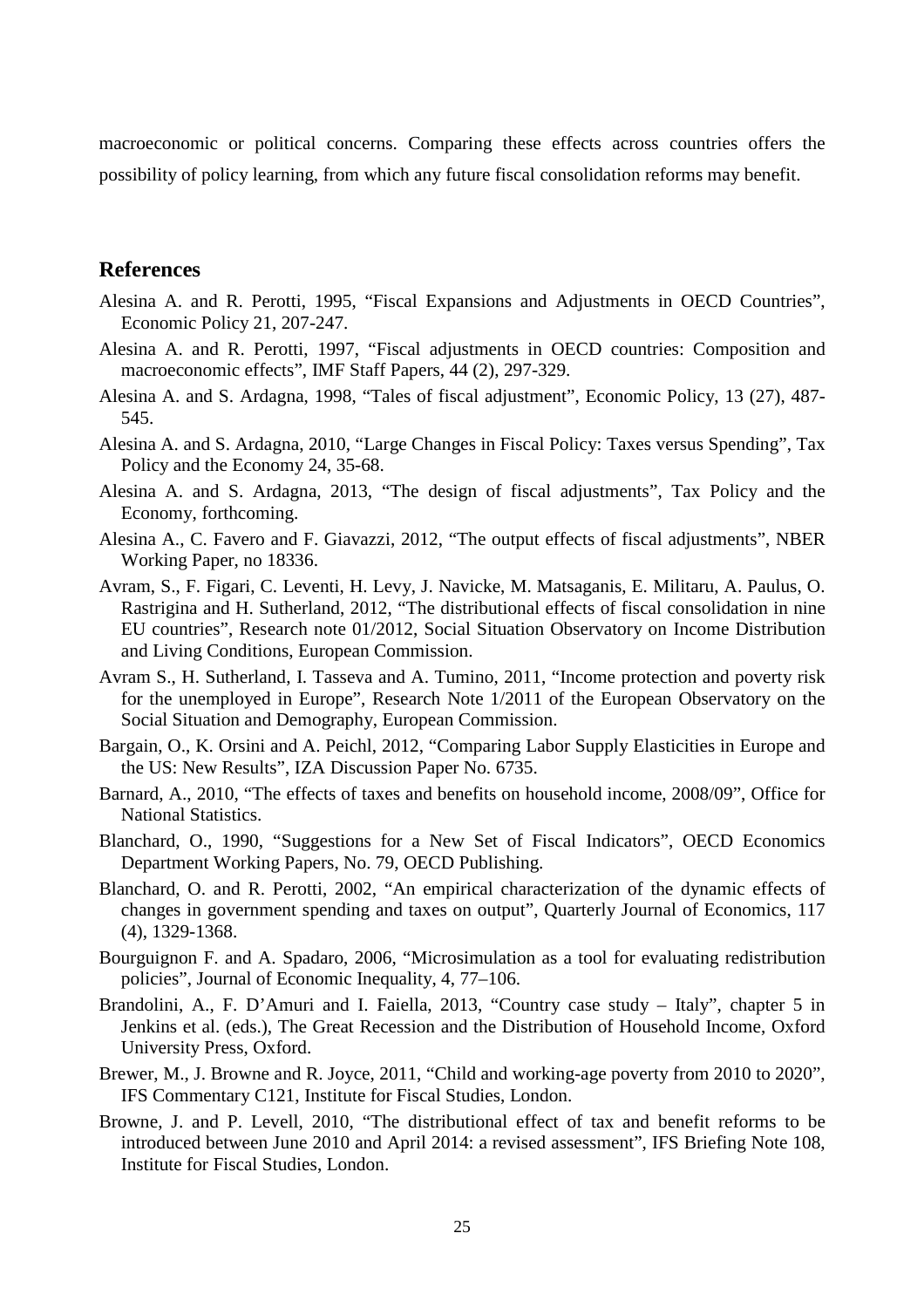macroeconomic or political concerns. Comparing these effects across countries offers the possibility of policy learning, from which any future fiscal consolidation reforms may benefit.

## References

Alesina A. and R. Perotti, 1995, "Fiscal Expansions and Adjustments in OECD Countries", Economic Policy 21, 207-247.

Alesina A. and R. Perotti, 1997, "Fiscal adjustments in OECD countries: Composition and macroeconomic effects", IMF Staff Papers, 44 (2), 297-329.

Alesina A. and S. Ardagna, 1998, "Tales of fiscal adjustment", Economic Policy, 13 (27), 487-545.

Alesina A. and S. Ardagna, 2010, "Large Changes in Fiscal Policy: Taxes versus Spending", Tax Policy and the Economy 24, 35-68.

Alesina A. and S. Ardagna, 2013, "The design of fiscal adjustments", Tax Policy and the Economy, forthcoming.

Alesina A., C. Favero and F. Giavazzi, 2012, "The output effects of fiscal adjustments", NBER Working Paper, no 18336.

Avram, S., F. Figari, C. Leventi, H. Levy, J. Navicke, M. Matsaganis, E. Militaru, A. Paulus, O. Rastrigina and H. Sutherland, 2012, "The distributional effects of fiscal consolidation in nine EU countries", Research note 01/2012, Social Situation Observatory on Income Distribution and Living Conditions, European Commission.

Avram S., H. Sutherland, I. Tasseva and A. Tumino, 2011, "Income protection and poverty risk for the unemployed in Europe", Research Note 1/2011 of the European Observatory on the Social Situation and Demography, European Commission.

Bargain, O., K. Orsini and A. Peichl, 2012, "Comparing Labor Supply Elasticities in Europe and the US: New Results", IZA Discussion Paper No. 6735.

Barnard, A., 2010, "The effects of taxes and benefits on household income, 2008/09", Office for National Statistics.

Blanchard, O., 1990, "Suggestions for a New Set of Fiscal Indicators", OECD Economics Department Working Papers, No. 79, OECD Publishing.

Blanchard, O. and R. Perotti, 2002, "An empirical characterization of the dynamic effects of changes in government spending and taxes on output", Quarterly Journal of Economics, 117 (4), 1329-1368.

Bourguignon F. and A. Spadaro, 2006, "Microsimulation as a tool for evaluating redistribution policies", Journal of Economic Inequality, 4, 77–106.

Brandolini, A., F. D'Amuri and I. Faiella, 2013, "Country case study – Italy", chapter 5 in Jenkins et al. (eds.), The Great Recession and the Distribution of Household Income, Oxford University Press, Oxford.

Brewer, M., J. Browne and R. Joyce, 2011, "Child and working-age poverty from 2010 to 2020", IFS Commentary C121, Institute for Fiscal Studies, London.

Browne, J. and P. Levell, 2010, "The distributional effect of tax and benefit reforms to be introduced between June 2010 and April 2014: a revised assessment", IFS Briefing Note 108, Institute for Fiscal Studies, London.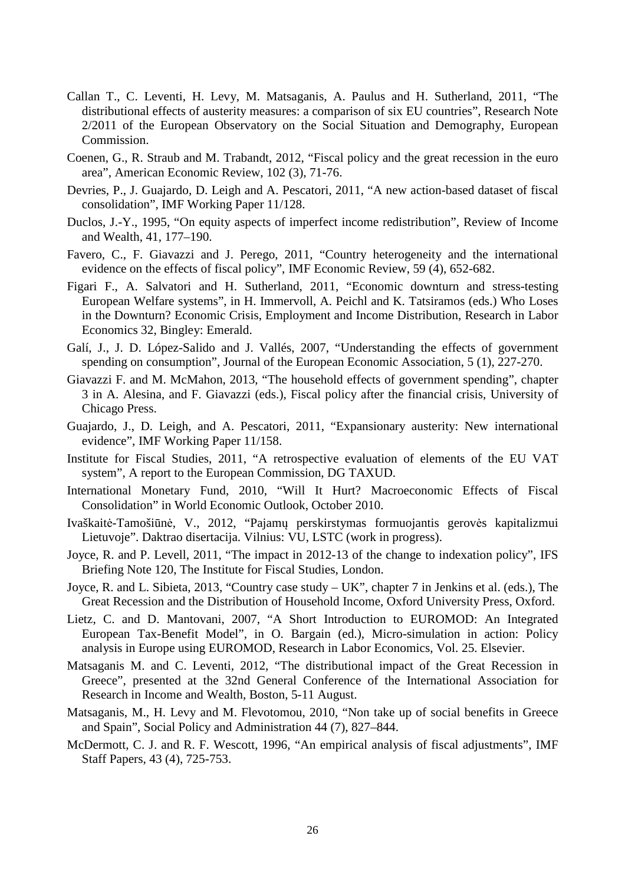Callan T., C. Leventi, H. Levy, M. Matsaganis, A. Paulus and H. Sutherland, 2011, “The distributional effects of austerity measures: a comparison of six EU countries”, Research Note 2/2011 of the European Observatory on the Social Situation and Demography, European Commission.

Coenen, G., R. Straub and M. Trabandt, 2012, “Fiscal policy and the great recession in the euro area”, American Economic Review, 102 (3), 71-76.

Devries, P., J. Guajardo, D. Leigh and A. Pescatori, 2011, “A new action-based dataset of fiscal consolidation”, IMF Working Paper 11/128.

Duclos, J.-Y., 1995, “On equity aspects of imperfect income redistribution”, Review of Income and Wealth, 41, 177–190.

Favero, C., F. Giavazzi and J. Perego, 2011, “Country heterogeneity and the international evidence on the effects of fiscal policy”, IMF Economic Review, 59 (4), 652-682.

Figari F., A. Salvatori and H. Sutherland, 2011, “Economic downturn and stress-testing European Welfare systems”, in H. Immervoll, A. Peichl and K. Tatsiramos (eds.) Who Loses in the Downturn? Economic Crisis, Employment and Income Distribution, Research in Labor Economics 32, Bingley: Emerald.

Galí, J., J. D. López-Salido and J. Vallés, 2007, “Understanding the effects of government spending on consumption”, Journal of the European Economic Association, 5 (1), 227-270.

Giavazzi F. and M. McMahon, 2013, “The household effects of government spending”, chapter 3 in A. Alesina, and F. Giavazzi (eds.), Fiscal policy after the financial crisis, University of Chicago Press.

Guajardo, J., D. Leigh, and A. Pescatori, 2011, “Expansionary austerity: New international evidence”, IMF Working Paper 11/158.

Institute for Fiscal Studies, 2011, “A retrospective evaluation of elements of the EU VAT system”, A report to the European Commission, DG TAXUD.

International Monetary Fund, 2010, “Will It Hurt? Macroeconomic Effects of Fiscal Consolidation” in World Economic Outlook, October 2010.

Ivaškaitė-Tamošiūnė, V., 2012, “Pajamų perskirstymas formuojantis gerovės kapitalizmui Lietuvoje”. Daktrao disertacija. Vilnius: VU, LSTC (work in progress).

Joyce, R. and P. Levell, 2011, “The impact in 2012-13 of the change to indexation policy”, IFS Briefing Note 120, The Institute for Fiscal Studies, London.

Joyce, R. and L. Sibieta, 2013, “Country case study – UK”, chapter 7 in Jenkins et al. (eds.), The Great Recession and the Distribution of Household Income, Oxford University Press, Oxford.

Lietz, C. and D. Mantovani, 2007, “A Short Introduction to EUROMOD: An Integrated European Tax-Benefit Model”, in O. Bargain (ed.), Micro-simulation in action: Policy analysis in Europe using EUROMOD, Research in Labor Economics, Vol. 25. Elsevier.

Matsaganis M. and C. Leventi, 2012, “The distributional impact of the Great Recession in Greece”, presented at the 32nd General Conference of the International Association for Research in Income and Wealth, Boston, 5-11 August.

Matsaganis, M., H. Levy and M. Flevotomou, 2010, “Non take up of social benefits in Greece and Spain”, Social Policy and Administration 44 (7), 827–844.

McDermott, C. J. and R. F. Wescott, 1996, “An empirical analysis of fiscal adjustments”, IMF Staff Papers, 43 (4), 725-753.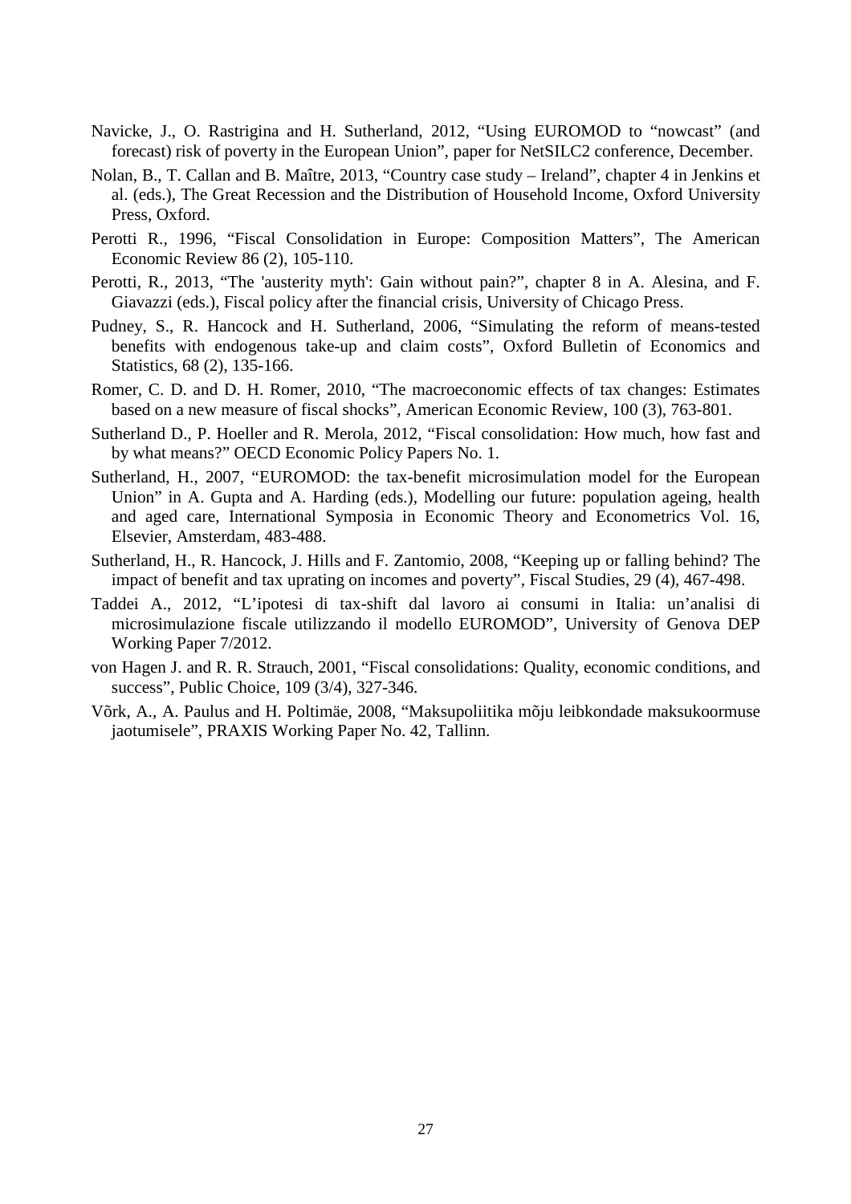Navicke, J., O. Rastrigina and H. Sutherland, 2012, "Using EUROMOD to "nowcast" (and forecast) risk of poverty in the European Union", paper for NetSILC2 conference, December.

Nolan, B., T. Callan and B. Maître, 2013, "Country case study – Ireland", chapter 4 in Jenkins et al. (eds.), The Great Recession and the Distribution of Household Income, Oxford University Press, Oxford.

Perotti R., 1996, "Fiscal Consolidation in Europe: Composition Matters", The American Economic Review 86 (2), 105-110.

Perotti, R., 2013, "The 'austerity myth': Gain without pain?", chapter 8 in A. Alesina, and F. Giavazzi (eds.), Fiscal policy after the financial crisis, University of Chicago Press.

Pudney, S., R. Hancock and H. Sutherland, 2006, "Simulating the reform of means-tested benefits with endogenous take-up and claim costs", Oxford Bulletin of Economics and Statistics, 68 (2), 135-166.

Romer, C. D. and D. H. Romer, 2010, "The macroeconomic effects of tax changes: Estimates based on a new measure of fiscal shocks", American Economic Review, 100 (3), 763-801.

Sutherland D., P. Hoeller and R. Merola, 2012, "Fiscal consolidation: How much, how fast and by what means?" OECD Economic Policy Papers No. 1.

Sutherland, H., 2007, "EUROMOD: the tax-benefit microsimulation model for the European Union" in A. Gupta and A. Harding (eds.), Modelling our future: population ageing, health and aged care, International Symposia in Economic Theory and Econometrics Vol. 16, Elsevier, Amsterdam, 483-488.

Sutherland, H., R. Hancock, J. Hills and F. Zantomio, 2008, "Keeping up or falling behind? The impact of benefit and tax uprating on incomes and poverty", Fiscal Studies, 29 (4), 467-498.

Taddei A., 2012, "L'ipotesi di tax-shift dal lavoro ai consumi in Italia: un'analisi di microsimulazione fiscale utilizzando il modello EUROMOD", University of Genova DEP Working Paper 7/2012.

von Hagen J. and R. R. Strauch, 2001, "Fiscal consolidations: Quality, economic conditions, and success", Public Choice, 109 (3/4), 327-346.

Võrk, A., A. Paulus and H. Poltimäe, 2008, "Maksupoliitika mõju leibkondade maksukoormuse jaotumisele", PRAXIS Working Paper No. 42, Tallinn.